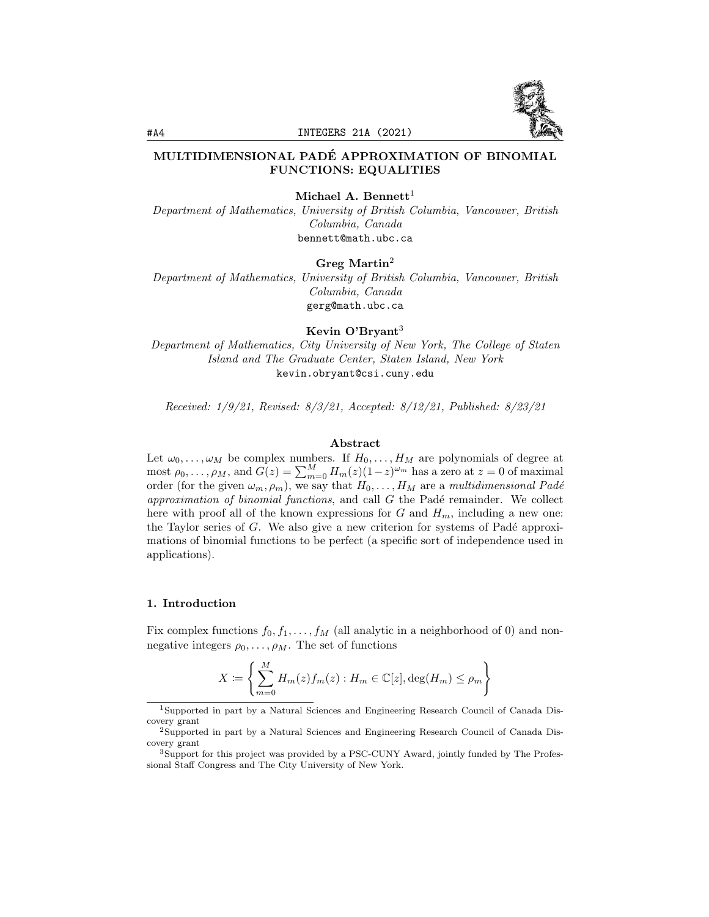# MULTIDIMENSIONAL PADÉ APPROXIMATION OF BINOMIAL FUNCTIONS: EQUALITIES

**Michael A. Bennett**[1]

*Department of Mathematics, University of British Columbia, Vancouver, British Columbia, Canada*

bennett@math.ubc.ca

**Greg Martin**[2]

*Department of Mathematics, University of British Columbia, Vancouver, British Columbia, Canada*

gerg@math.ubc.ca

**Kevin O'Bryant**[3]

*Department of Mathematics, City University of New York, The College of Staten Island and The Graduate Center, Staten Island, New York*

kevin.obryant@csi.cuny.edu

*Received: 1/9/21, Revised: 8/3/21, Accepted: 8/12/21, Published: 8/23/21*

### Abstract

Let $\omega_0, \ldots, \omega_M$ be complex numbers. If $H_0, \ldots, H_M$ are polynomials of degree at most $\rho_0, \ldots, \rho_M$, and $G(z) = \sum_{m=0}^{M} H_m(z)(1-z)^{\omega_m}$ has a zero at $z = 0$ of maximal order (for the given $\omega_m, \rho_m$), we say that $H_0, \ldots, H_M$ are a *multidimensional Padé approximation of binomial functions*, and call $G$ the Padé remainder. We collect here with proof all of the known expressions for $G$ and $H_m$, including a new one: the Taylor series of $G$. We also give a new criterion for systems of Padé approximations of binomial functions to be perfect (a specific sort of independence used in applications).

## 1. Introduction

Fix complex functions $f_0, f_1, \ldots, f_M$ (all analytic in a neighborhood of 0) and nonnegative integers $\rho_0, \ldots, \rho_M$. The set of functions

$$X := \left\{ \sum_{m=0}^{M} H_m(z) f_m(z) : H_m \in \mathbb{C}[z], \deg(H_m) \le \rho_m \right\}$$

---

[1] Supported in part by a Natural Sciences and Engineering Research Council of Canada Discovery grant

[2] Supported in part by a Natural Sciences and Engineering Research Council of Canada Discovery grant

[3] Support for this project was provided by a PSC-CUNY Award, jointly funded by The Professional Staff Congress and The City University of New York.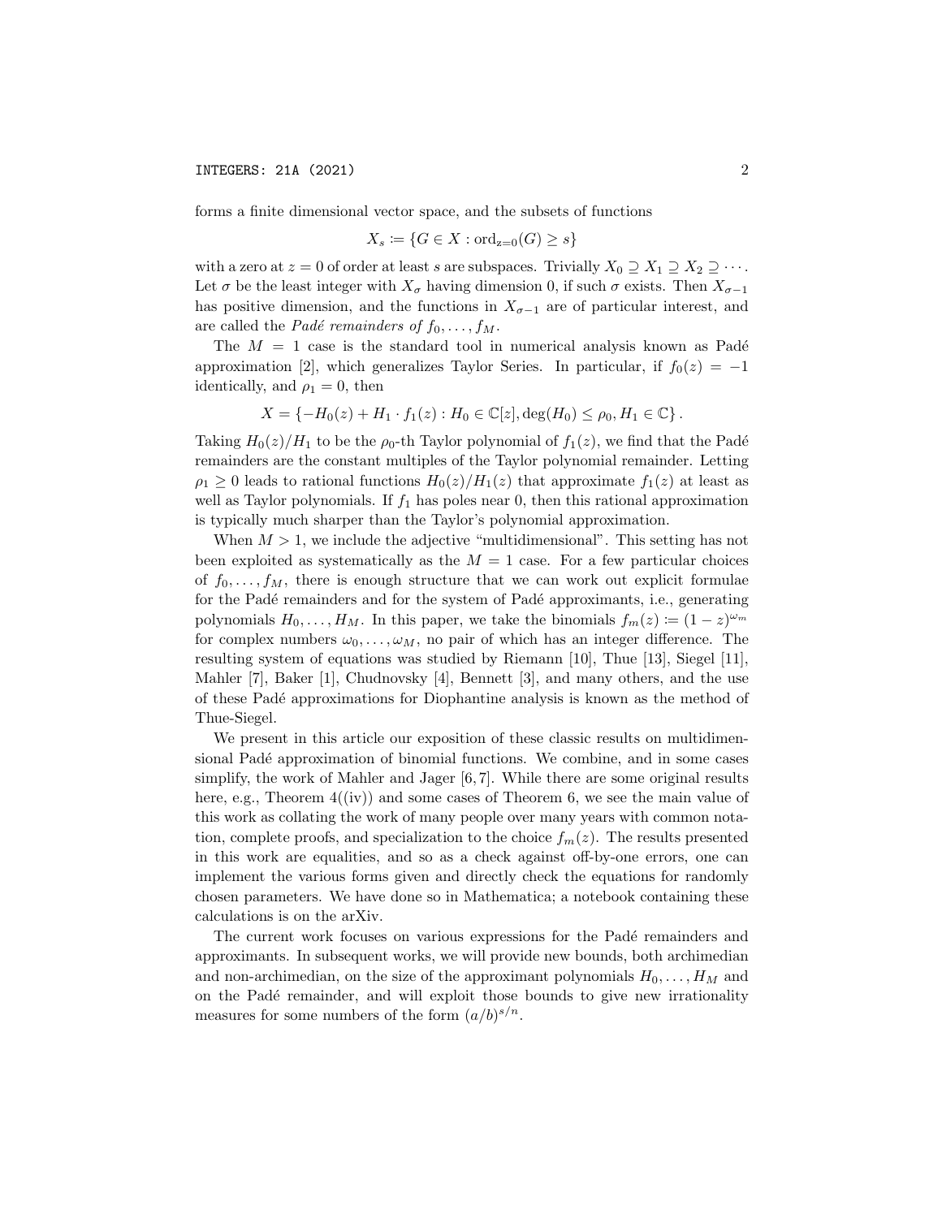forms a finite dimensional vector space, and the subsets of functions

$$X_s := \{G \in X : \mathrm{ord}_{z=0}(G) \geq s\}$$

with a zero at $z = 0$ of order at least $s$ are subspaces. Trivially $X_0 \supseteq X_1 \supseteq X_2 \supseteq \cdots$. Let $\sigma$ be the least integer with $X_\sigma$ having dimension 0, if such $\sigma$ exists. Then $X_{\sigma-1}$ has positive dimension, and the functions in $X_{\sigma-1}$ are of particular interest, and are called the *Padé remainders of* $f_0, \ldots, f_M$.

The $M = 1$ case is the standard tool in numerical analysis known as Padé approximation [2], which generalizes Taylor Series. In particular, if $f_0(z) = -1$ identically, and $\rho_1 = 0$, then

$$X = \{-H_0(z) + H_1 \cdot f_1(z) : H_0 \in \mathbb{C}[z], \deg(H_0) \leq \rho_0, H_1 \in \mathbb{C}\}.$$

Taking $H_0(z)/H_1$ to be the $\rho_0$-th Taylor polynomial of $f_1(z)$, we find that the Padé remainders are the constant multiples of the Taylor polynomial remainder. Letting $\rho_1 \geq 0$ leads to rational functions $H_0(z)/H_1(z)$ that approximate $f_1(z)$ at least as well as Taylor polynomials. If $f_1$ has poles near 0, then this rational approximation is typically much sharper than the Taylor's polynomial approximation.

When $M > 1$, we include the adjective "multidimensional". This setting has not been exploited as systematically as the $M = 1$ case. For a few particular choices of $f_0, \ldots, f_M$, there is enough structure that we can work out explicit formulae for the Padé remainders and for the system of Padé approximants, i.e., generating polynomials $H_0, \ldots, H_M$. In this paper, we take the binomials $f_m(z) := (1 - z)^{\omega_m}$ for complex numbers $\omega_0, \ldots, \omega_M$, no pair of which has an integer difference. The resulting system of equations was studied by Riemann [10], Thue [13], Siegel [11], Mahler [7], Baker [1], Chudnovsky [4], Bennett [3], and many others, and the use of these Padé approximations for Diophantine analysis is known as the method of Thue-Siegel.

We present in this article our exposition of these classic results on multidimensional Padé approximation of binomial functions. We combine, and in some cases simplify, the work of Mahler and Jager [6, 7]. While there are some original results here, e.g., Theorem 4((iv)) and some cases of Theorem 6, we see the main value of this work as collating the work of many people over many years with common notation, complete proofs, and specialization to the choice $f_m(z)$. The results presented in this work are equalities, and so as a check against off-by-one errors, one can implement the various forms given and directly check the equations for randomly chosen parameters. We have done so in Mathematica; a notebook containing these calculations is on the arXiv.

The current work focuses on various expressions for the Padé remainders and approximants. In subsequent works, we will provide new bounds, both archimedian and non-archimedian, on the size of the approximant polynomials $H_0, \ldots, H_M$ and on the Padé remainder, and will exploit those bounds to give new irrationality measures for some numbers of the form $(a/b)^{s/n}$.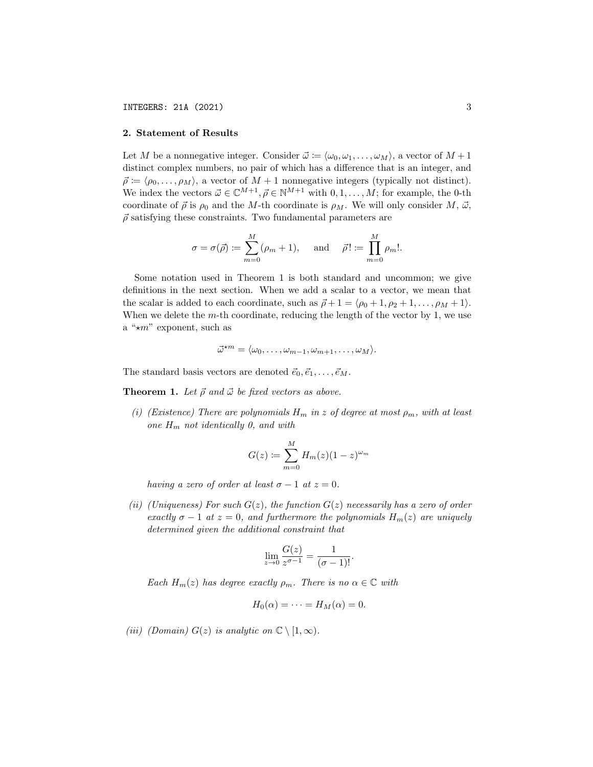## 2. Statement of Results

Let $M$ be a nonnegative integer. Consider $\vec{\omega} \coloneqq \langle \omega_0, \omega_1, \ldots, \omega_M \rangle$, a vector of $M+1$ distinct complex numbers, no pair of which has a difference that is an integer, and $\vec{\rho} \coloneqq \langle \rho_0, \ldots, \rho_M \rangle$, a vector of $M+1$ nonnegative integers (typically not distinct). We index the vectors $\vec{\omega} \in \mathbb{C}^{M+1}, \vec{\rho} \in \mathbb{N}^{M+1}$ with $0, 1, \ldots, M$; for example, the 0-th coordinate of $\vec{\rho}$ is $\rho_0$ and the $M$-th coordinate is $\rho_M$. We will only consider $M$, $\vec{\omega}$, $\vec{\rho}$ satisfying these constraints. Two fundamental parameters are

$$\sigma = \sigma(\vec{\rho}) \coloneqq \sum_{m=0}^{M} (\rho_m + 1), \quad \text{ and } \quad \vec{\rho}\,! \coloneqq \prod_{m=0}^{M} \rho_m!.$$

Some notation used in Theorem 1 is both standard and uncommon; we give definitions in the next section. When we add a scalar to a vector, we mean that the scalar is added to each coordinate, such as $\vec{\rho} + 1 = \langle \rho_0 + 1, \rho_2 + 1, \ldots, \rho_M + 1 \rangle$. When we delete the $m$-th coordinate, reducing the length of the vector by 1, we use a "$\star m$" exponent, such as

$$\vec{\omega}^{\star m} = \langle \omega_0, \ldots, \omega_{m-1}, \omega_{m+1}, \ldots, \omega_M \rangle.$$

The standard basis vectors are denoted $\vec{e}_0, \vec{e}_1, \ldots, \vec{e}_M$.

**Theorem 1.** *Let $\vec{\rho}$ and $\vec{\omega}$ be fixed vectors as above.*

*(i) (Existence) There are polynomials $H_m$ in $z$ of degree at most $\rho_m$, with at least one $H_m$ not identically 0, and with*

$$G(z) \coloneqq \sum_{m=0}^{M} H_m(z)(1-z)^{\omega_m}$$

*having a zero of order at least $\sigma - 1$ at $z = 0$.*

*(ii) (Uniqueness) For such $G(z)$, the function $G(z)$ necessarily has a zero of order exactly $\sigma - 1$ at $z = 0$, and furthermore the polynomials $H_m(z)$ are uniquely determined given the additional constraint that*

$$\lim_{z \to 0} \frac{G(z)}{z^{\sigma-1}} = \frac{1}{(\sigma-1)!}.$$

*Each $H_m(z)$ has degree exactly $\rho_m$. There is no $\alpha \in \mathbb{C}$ with*

$$H_0(\alpha) = \cdots = H_M(\alpha) = 0.$$

*(iii) (Domain) $G(z)$ is analytic on $\mathbb{C} \setminus [1, \infty)$.*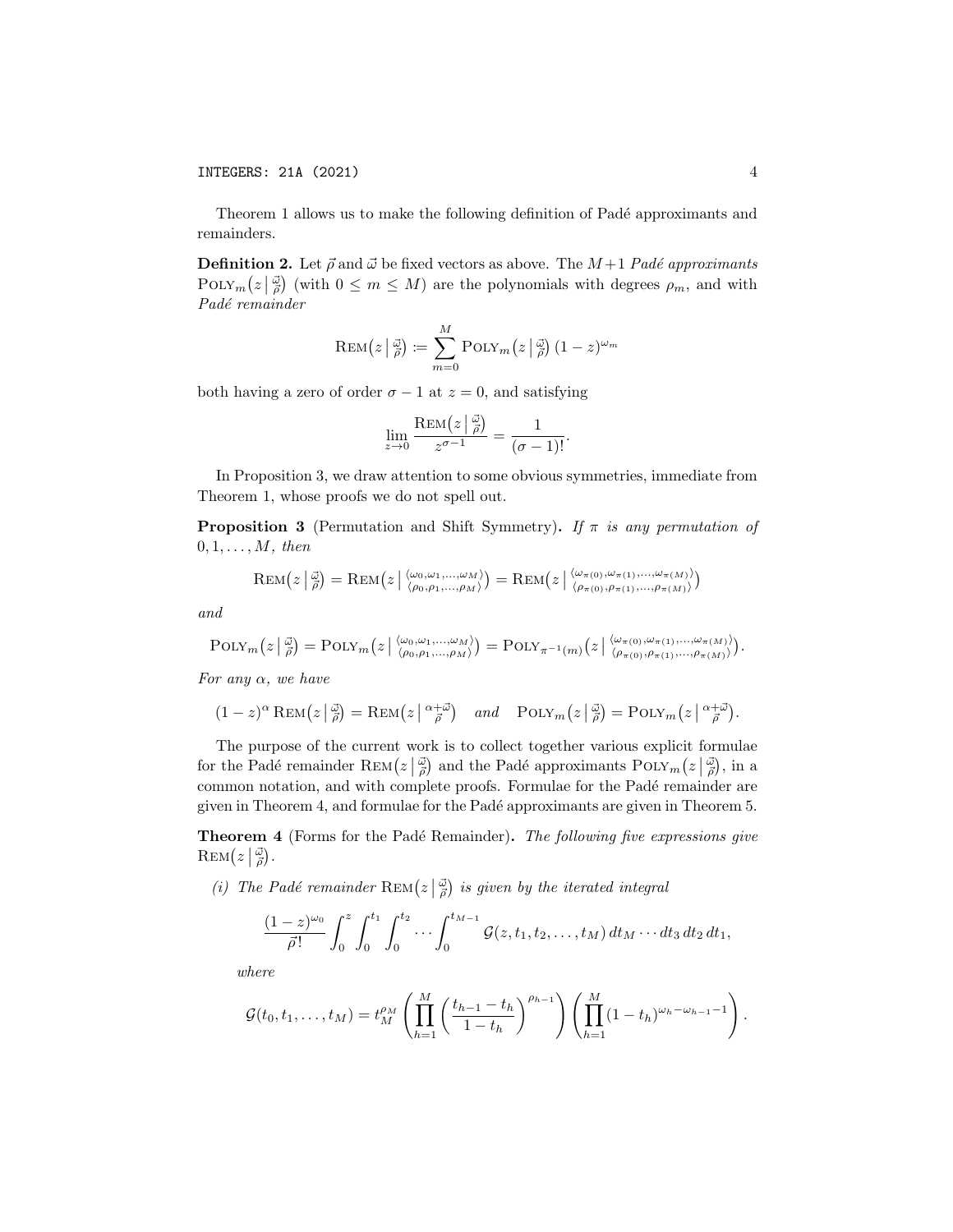Theorem 1 allows us to make the following definition of Padé approximants and remainders.

**Definition 2.** Let $\vec{\rho}$ and $\vec{\omega}$ be fixed vectors as above. The $M+1$ *Padé approximants* $\operatorname{POLY}_m\big(z\,\big|\,{\vec{\omega} \atop \vec{\rho}}\big)$ (with $0 \le m \le M$) are the polynomials with degrees $\rho_m$, and with *Padé remainder*

$$\operatorname{REM}\big(z\,\big|\,{\vec{\omega} \atop \vec{\rho}}\big) := \sum_{m=0}^{M} \operatorname{POLY}_m\big(z\,\big|\,{\vec{\omega} \atop \vec{\rho}}\big)\,(1-z)^{\omega_m}$$

both having a zero of order $\sigma - 1$ at $z = 0$, and satisfying

$$\lim_{z\to 0} \frac{\operatorname{REM}\big(z\,\big|\,{\vec{\omega} \atop \vec{\rho}}\big)}{z^{\sigma-1}} = \frac{1}{(\sigma-1)!}.$$

In Proposition 3, we draw attention to some obvious symmetries, immediate from Theorem 1, whose proofs we do not spell out.

**Proposition 3** (Permutation and Shift Symmetry)**.** *If $\pi$ is any permutation of $0, 1, \ldots, M$, then*

$$\operatorname{REM}\big(z\,\big|\,{\vec{\omega} \atop \vec{\rho}}\big) = \operatorname{REM}\big(z\,\big|\,{\langle \omega_0,\omega_1,\ldots,\omega_M\rangle \atop \langle \rho_0,\rho_1,\ldots,\rho_M\rangle}\big) = \operatorname{REM}\big(z\,\big|\,{\langle \omega_{\pi(0)},\omega_{\pi(1)},\ldots,\omega_{\pi(M)}\rangle \atop \langle \rho_{\pi(0)},\rho_{\pi(1)},\ldots,\rho_{\pi(M)}\rangle}\big)$$

*and*

$$\operatorname{POLY}_m\big(z\,\big|\,{\vec{\omega} \atop \vec{\rho}}\big) = \operatorname{POLY}_m\big(z\,\big|\,{\langle \omega_0,\omega_1,\ldots,\omega_M\rangle \atop \langle \rho_0,\rho_1,\ldots,\rho_M\rangle}\big) = \operatorname{POLY}_{\pi^{-1}(m)}\big(z\,\big|\,{\langle \omega_{\pi(0)},\omega_{\pi(1)},\ldots,\omega_{\pi(M)}\rangle \atop \langle \rho_{\pi(0)},\rho_{\pi(1)},\ldots,\rho_{\pi(M)}\rangle}\big).$$

*For any $\alpha$, we have*

$$(1-z)^{\alpha}\operatorname{REM}\big(z\,\big|\,{\vec{\omega} \atop \vec{\rho}}\big) = \operatorname{REM}\big(z\,\big|\,{\alpha+\vec{\omega} \atop \vec{\rho}}\big) \quad \text{and} \quad \operatorname{POLY}_m\big(z\,\big|\,{\vec{\omega} \atop \vec{\rho}}\big) = \operatorname{POLY}_m\big(z\,\big|\,{\alpha+\vec{\omega} \atop \vec{\rho}}\big).$$

The purpose of the current work is to collect together various explicit formulae for the Padé remainder $\operatorname{REM}\big(z\,\big|\,{\vec{\omega} \atop \vec{\rho}}\big)$ and the Padé approximants $\operatorname{POLY}_m\big(z\,\big|\,{\vec{\omega} \atop \vec{\rho}}\big)$, in a common notation, and with complete proofs. Formulae for the Padé remainder are given in Theorem 4, and formulae for the Padé approximants are given in Theorem 5.

**Theorem 4** (Forms for the Padé Remainder)**.** *The following five expressions give* $\operatorname{REM}\big(z\,\big|\,{\vec{\omega} \atop \vec{\rho}}\big)$.

*(i) The Padé remainder $\operatorname{REM}\big(z\,\big|\,{\vec{\omega} \atop \vec{\rho}}\big)$ is given by the iterated integral*

$$\frac{(1-z)^{\omega_0}}{\vec{\rho}\,!} \int_0^z \int_0^{t_1} \int_0^{t_2} \cdots \int_0^{t_{M-1}} \mathcal{G}(z, t_1, t_2, \ldots, t_M)\, dt_M \cdots dt_3\, dt_2\, dt_1,$$

*where*

$$\mathcal{G}(t_0, t_1, \ldots, t_M) = t_M^{\rho_M} \left( \prod_{h=1}^{M} \left( \frac{t_{h-1} - t_h}{1 - t_h} \right)^{\rho_{h-1}} \right) \left( \prod_{h=1}^{M} (1 - t_h)^{\omega_h - \omega_{h-1} - 1} \right).$$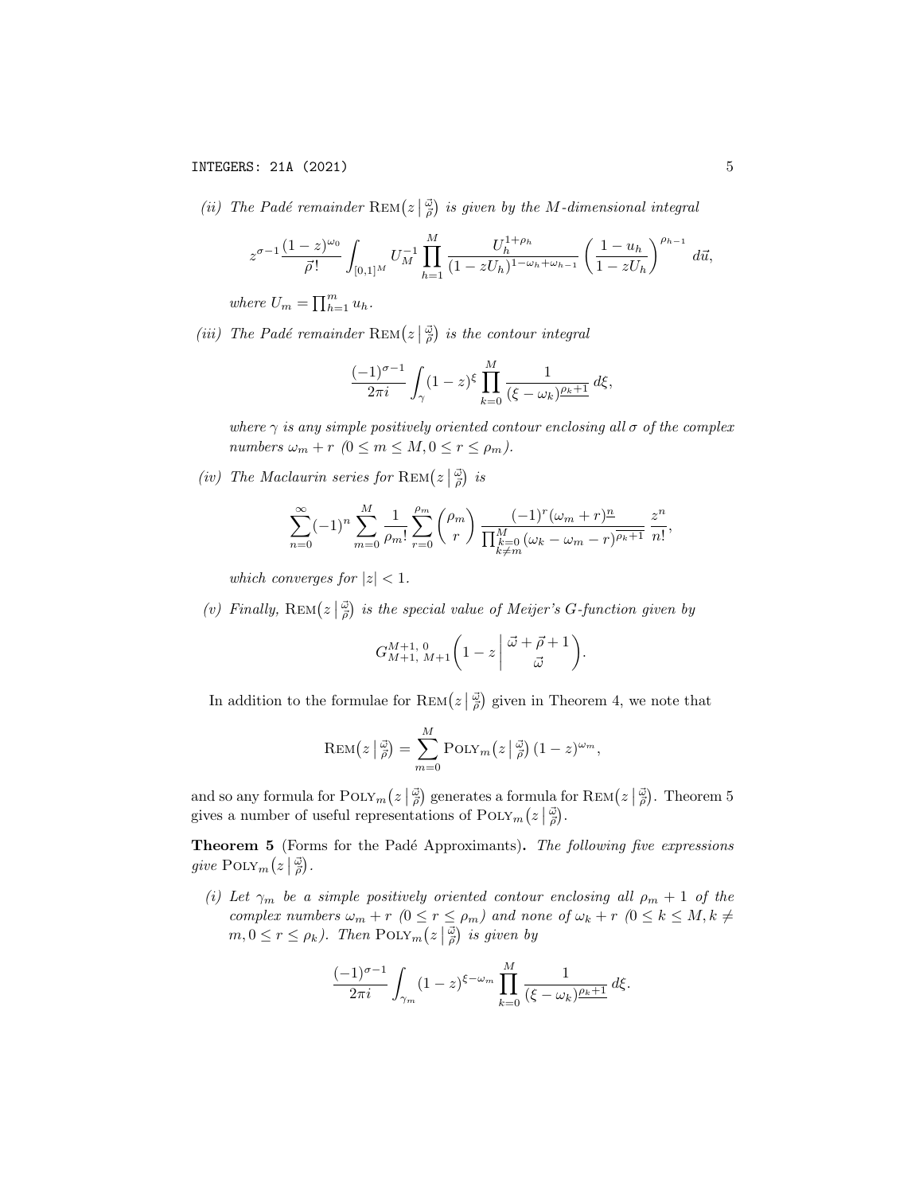*(ii) The Padé remainder* $\mathrm{Rem}\big(z\,\big|\,\substack{\vec\omega\\ \vec\rho}\big)$ *is given by the* $M$*-dimensional integral*

$$z^{\sigma-1}\frac{(1-z)^{\omega_0}}{\vec\rho\,!}\int_{[0,1]^M} U_M^{-1}\prod_{h=1}^{M}\frac{U_h^{1+\rho_h}}{(1-zU_h)^{1-\omega_h+\omega_{h-1}}}\left(\frac{1-u_h}{1-zU_h}\right)^{\rho_{h-1}}\,d\vec u,$$

*where* $U_m=\prod_{h=1}^m u_h$.

*(iii) The Padé remainder* $\mathrm{Rem}\big(z\,\big|\,\substack{\vec\omega\\ \vec\rho}\big)$ *is the contour integral*

$$\frac{(-1)^{\sigma-1}}{2\pi i}\int_\gamma (1-z)^\xi\prod_{k=0}^{M}\frac{1}{(\xi-\omega_k)^{\underline{\rho_k+1}}}\,d\xi,$$

*where* $\gamma$ *is any simple positively oriented contour enclosing all* $\sigma$ *of the complex numbers* $\omega_m+r$ $(0\le m\le M, 0\le r\le\rho_m)$.

*(iv) The Maclaurin series for* $\mathrm{Rem}\big(z\,\big|\,\substack{\vec\omega\\ \vec\rho}\big)$ *is*

$$\sum_{n=0}^{\infty}(-1)^n\sum_{m=0}^{M}\frac{1}{\rho_m!}\sum_{r=0}^{\rho_m}\binom{\rho_m}{r}\frac{(-1)^r(\omega_m+r)^{\underline{n}}}{\prod_{\substack{k=0\\k\neq m}}^{M}(\omega_k-\omega_m-r)^{\overline{\rho_k+1}}}\,\frac{z^n}{n!},$$

*which converges for* $|z|<1$.

*(v) Finally,* $\mathrm{Rem}\big(z\,\big|\,\substack{\vec\omega\\ \vec\rho}\big)$ *is the special value of Meijer's G-function given by*

$$G^{M+1,\,0}_{M+1,\,M+1}\left(1-z\,\middle|\,\begin{matrix}\vec\omega+\vec\rho+1\\ \vec\omega\end{matrix}\right).$$

In addition to the formulae for $\mathrm{Rem}\big(z\,\big|\,\substack{\vec\omega\\ \vec\rho}\big)$ given in Theorem 4, we note that

$$\mathrm{Rem}\big(z\,\big|\,\substack{\vec\omega\\ \vec\rho}\big)=\sum_{m=0}^{M}\mathrm{Poly}_m\big(z\,\big|\,\substack{\vec\omega\\ \vec\rho}\big)\,(1-z)^{\omega_m},$$

and so any formula for $\mathrm{Poly}_m\big(z\,\big|\,\substack{\vec\omega\\ \vec\rho}\big)$ generates a formula for $\mathrm{Rem}\big(z\,\big|\,\substack{\vec\omega\\ \vec\rho}\big)$. Theorem 5 gives a number of useful representations of $\mathrm{Poly}_m\big(z\,\big|\,\substack{\vec\omega\\ \vec\rho}\big)$.

**Theorem 5** (Forms for the Padé Approximants)**.** *The following five expressions give* $\mathrm{Poly}_m\big(z\,\big|\,\substack{\vec\omega\\ \vec\rho}\big)$.

*(i) Let* $\gamma_m$ *be a simple positively oriented contour enclosing all* $\rho_m+1$ *of the complex numbers* $\omega_m+r$ $(0\le r\le\rho_m)$ *and none of* $\omega_k+r$ $(0\le k\le M, k\neq m, 0\le r\le\rho_k)$. *Then* $\mathrm{Poly}_m\big(z\,\big|\,\substack{\vec\omega\\ \vec\rho}\big)$ *is given by*

$$\frac{(-1)^{\sigma-1}}{2\pi i}\int_{\gamma_m}(1-z)^{\xi-\omega_m}\prod_{k=0}^{M}\frac{1}{(\xi-\omega_k)^{\underline{\rho_k+1}}}\,d\xi.$$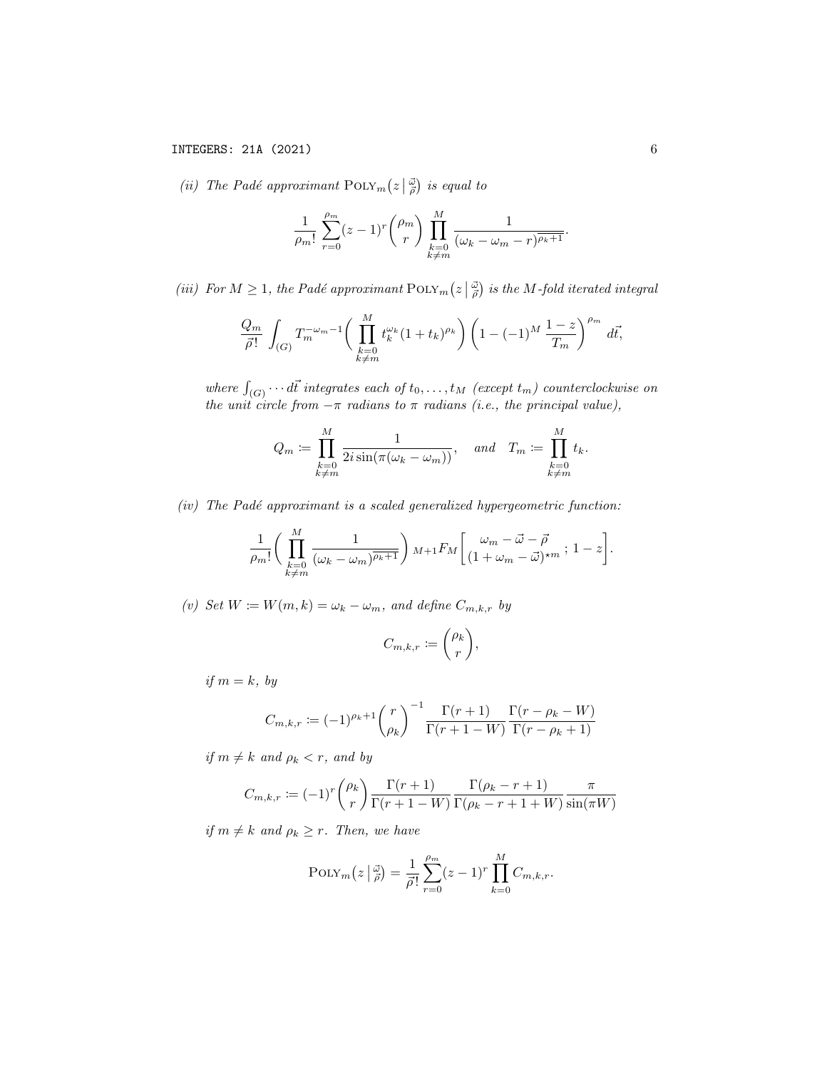*(ii) The Padé approximant* $\mathrm{POLY}_m\big(z \,\big|\, \substack{\vec{\omega}\\ \vec{\rho}}\big)$ *is equal to*

$$\frac{1}{\rho_m!}\sum_{r=0}^{\rho_m}(z-1)^r\binom{\rho_m}{r}\prod_{\substack{k=0\\k\neq m}}^{M}\frac{1}{(\omega_k-\omega_m-r)^{\overline{\rho_k+1}}}.$$

*(iii) For* $M \geq 1$*, the Padé approximant* $\mathrm{POLY}_m\big(z \,\big|\, \substack{\vec{\omega}\\ \vec{\rho}}\big)$ *is the* $M$*-fold iterated integral*

$$\frac{Q_m}{\vec{\rho}!}\int_{(G)} T_m^{-\omega_m-1}\bigg(\prod_{\substack{k=0\\k\neq m}}^{M} t_k^{\omega_k}(1+t_k)^{\rho_k}\bigg)\left(1-(-1)^M\frac{1-z}{T_m}\right)^{\rho_m}\,d\vec{t},$$

*where* $\int_{(G)}\cdots d\vec{t}$ *integrates each of* $t_0,\ldots,t_M$ *(except* $t_m$*) counterclockwise on the unit circle from* $-\pi$ *radians to* $\pi$ *radians (i.e., the principal value),*

$$Q_m \coloneqq \prod_{\substack{k=0\\k\neq m}}^{M}\frac{1}{2i\sin(\pi(\omega_k-\omega_m))}, \quad \text{and} \quad T_m \coloneqq \prod_{\substack{k=0\\k\neq m}}^{M} t_k.$$

*(iv) The Padé approximant is a scaled generalized hypergeometric function:*

$$\frac{1}{\rho_m!}\bigg(\prod_{\substack{k=0\\k\neq m}}^{M}\frac{1}{(\omega_k-\omega_m)^{\overline{\rho_k+1}}}\bigg)\;{}_{M+1}F_M\!\left[\begin{matrix}\omega_m-\vec{\omega}-\vec{\rho}\\(1+\omega_m-\vec{\omega})^{\star m}\end{matrix}\,;\,1-z\right].$$

*(v) Set* $W \coloneqq W(m,k) = \omega_k - \omega_m$*, and define* $C_{m,k,r}$ *by*

$$C_{m,k,r} \coloneqq \binom{\rho_k}{r},$$

*if* $m = k$*, by*

$$C_{m,k,r} \coloneqq (-1)^{\rho_k+1}\binom{r}{\rho_k}^{-1}\frac{\Gamma(r+1)}{\Gamma(r+1-W)}\frac{\Gamma(r-\rho_k-W)}{\Gamma(r-\rho_k+1)}$$

*if* $m \neq k$ *and* $\rho_k < r$*, and by*

$$C_{m,k,r} \coloneqq (-1)^r\binom{\rho_k}{r}\frac{\Gamma(r+1)}{\Gamma(r+1-W)}\frac{\Gamma(\rho_k-r+1)}{\Gamma(\rho_k-r+1+W)}\frac{\pi}{\sin(\pi W)}$$

*if* $m \neq k$ *and* $\rho_k \geq r$*. Then, we have*

$$\mathrm{POLY}_m\big(z \,\big|\, \substack{\vec{\omega}\\ \vec{\rho}}\big) = \frac{1}{\vec{\rho}!}\sum_{r=0}^{\rho_m}(z-1)^r\prod_{k=0}^{M}C_{m,k,r}.$$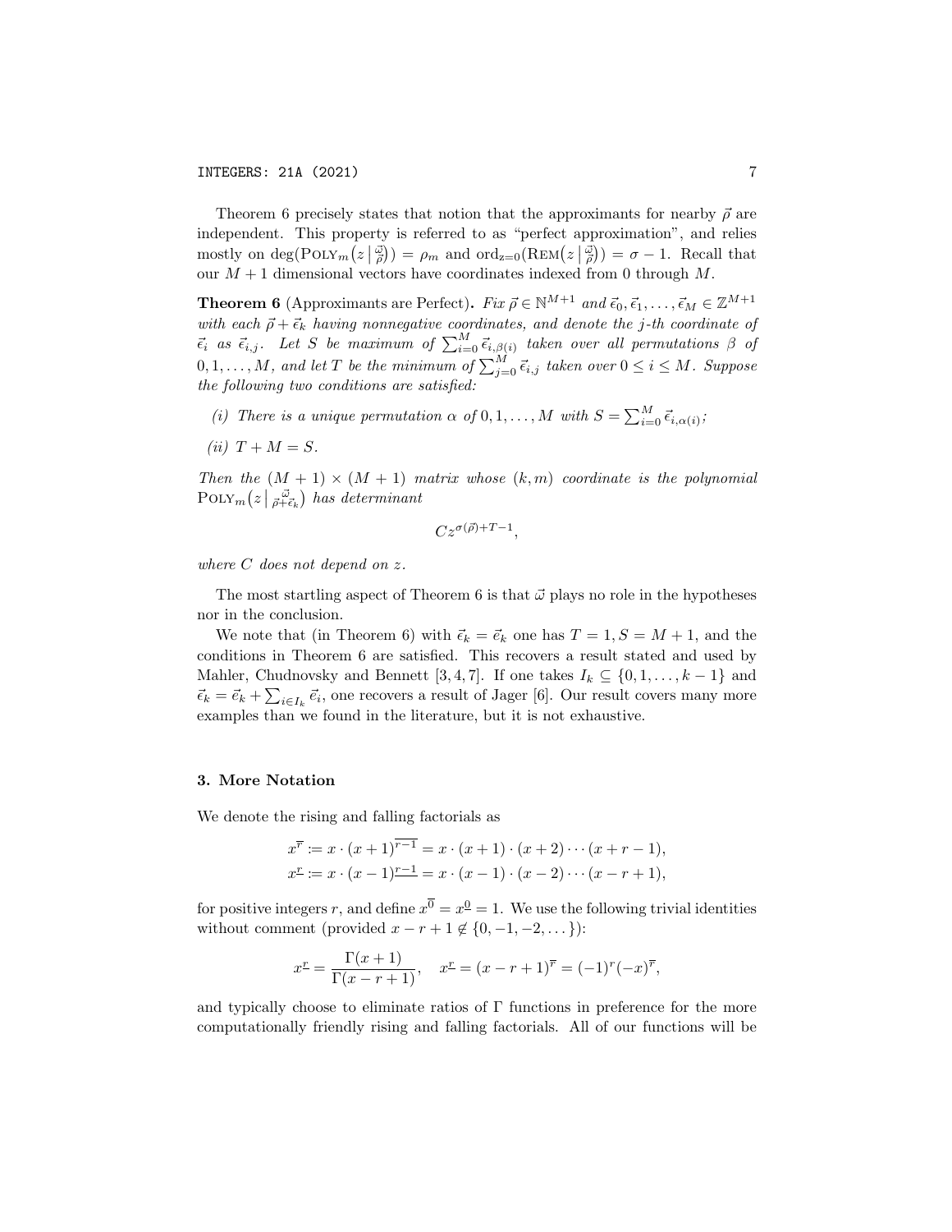Theorem 6 precisely states that notion that the approximants for nearby $\vec{\rho}$ are independent. This property is referred to as "perfect approximation", and relies mostly on $\deg(\text{POLY}_m(z \,|\, \frac{\vec{\omega}}{\vec{\rho}})) = \rho_m$ and $\text{ord}_{z=0}(\text{REM}(z \,|\, \frac{\vec{\omega}}{\vec{\rho}})) = \sigma - 1$. Recall that our $M+1$ dimensional vectors have coordinates indexed from 0 through $M$.

**Theorem 6** (Approximants are Perfect)**.** *Fix $\vec{\rho} \in \mathbb{N}^{M+1}$ and $\vec{\epsilon}_0, \vec{\epsilon}_1, \ldots, \vec{\epsilon}_M \in \mathbb{Z}^{M+1}$ with each $\vec{\rho} + \vec{\epsilon}_k$ having nonnegative coordinates, and denote the $j$-th coordinate of $\vec{\epsilon}_i$ as $\vec{\epsilon}_{i,j}$. Let $S$ be maximum of $\sum_{i=0}^{M} \vec{\epsilon}_{i,\beta(i)}$ taken over all permutations $\beta$ of $0, 1, \ldots, M$, and let $T$ be the minimum of $\sum_{j=0}^{M} \vec{\epsilon}_{i,j}$ taken over $0 \le i \le M$. Suppose the following two conditions are satisfied:*

- *(i) There is a unique permutation $\alpha$ of $0, 1, \ldots, M$ with $S = \sum_{i=0}^{M} \vec{\epsilon}_{i,\alpha(i)}$;*
- *(ii) $T + M = S$.*

*Then the $(M+1) \times (M+1)$ matrix whose $(k, m)$ coordinate is the polynomial $\text{POLY}_m(z \,|\, \frac{\vec{\omega}}{\vec{\rho}+\vec{\epsilon}_k})$ has determinant*

$$Cz^{\sigma(\vec{\rho})+T-1},$$

*where $C$ does not depend on $z$.*

The most startling aspect of Theorem 6 is that $\vec{\omega}$ plays no role in the hypotheses nor in the conclusion.

We note that (in Theorem 6) with $\vec{\epsilon}_k = \vec{e}_k$ one has $T = 1, S = M+1$, and the conditions in Theorem 6 are satisfied. This recovers a result stated and used by Mahler, Chudnovsky and Bennett [3, 4, 7]. If one takes $I_k \subseteq \{0, 1, \ldots, k-1\}$ and $\vec{\epsilon}_k = \vec{e}_k + \sum_{i \in I_k} \vec{e}_i$, one recovers a result of Jager [6]. Our result covers many more examples than we found in the literature, but it is not exhaustive.

## 3. More Notation

We denote the rising and falling factorials as

$$\begin{aligned}
x^{\overline{r}} &:= x \cdot (x+1)^{\overline{r-1}} = x \cdot (x+1) \cdot (x+2) \cdots (x+r-1), \\
x^{\underline{r}} &:= x \cdot (x-1)^{\underline{r-1}} = x \cdot (x-1) \cdot (x-2) \cdots (x-r+1),
\end{aligned}$$

for positive integers $r$, and define $x^{\overline{0}} = x^{\underline{0}} = 1$. We use the following trivial identities without comment (provided $x - r + 1 \notin \{0, -1, -2, \ldots\}$):

$$x^{\underline{r}} = \frac{\Gamma(x+1)}{\Gamma(x-r+1)}, \quad x^{\underline{r}} = (x-r+1)^{\overline{r}} = (-1)^r (-x)^{\overline{r}},$$

and typically choose to eliminate ratios of $\Gamma$ functions in preference for the more computationally friendly rising and falling factorials. All of our functions will be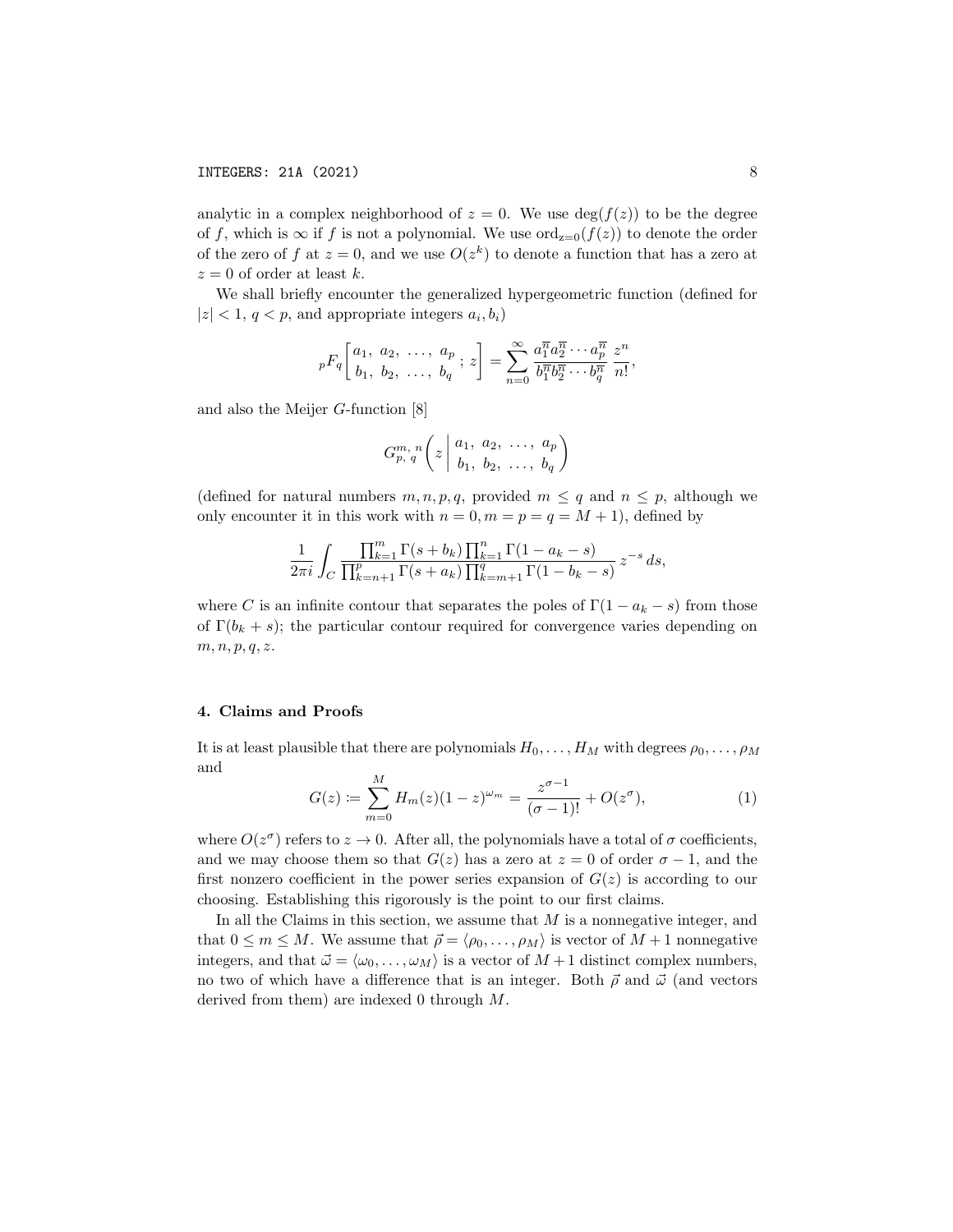analytic in a complex neighborhood of $z = 0$. We use $\deg(f(z))$ to be the degree of $f$, which is $\infty$ if $f$ is not a polynomial. We use $\operatorname{ord}_{z=0}(f(z))$ to denote the order of the zero of $f$ at $z = 0$, and we use $O(z^k)$ to denote a function that has a zero at $z = 0$ of order at least $k$.

We shall briefly encounter the generalized hypergeometric function (defined for $|z| < 1$, $q < p$, and appropriate integers $a_i, b_i$)

$$
{}_pF_q\left[\begin{matrix} a_1,\ a_2,\ \ldots,\ a_p \\ b_1,\ b_2,\ \ldots,\ b_q \end{matrix}\ ;\ z\right] = \sum_{n=0}^{\infty} \frac{a_1^{\overline{n}} a_2^{\overline{n}} \cdots a_p^{\overline{n}}}{b_1^{\overline{n}} b_2^{\overline{n}} \cdots b_q^{\overline{n}}} \frac{z^n}{n!},
$$

and also the Meijer $G$-function [8]

$$
G_{p,\,q}^{m,\,n}\left( z \,\middle|\, \begin{matrix} a_1,\ a_2,\ \ldots,\ a_p \\ b_1,\ b_2,\ \ldots,\ b_q \end{matrix} \right)
$$

(defined for natural numbers $m, n, p, q$, provided $m \leq q$ and $n \leq p$, although we only encounter it in this work with $n = 0, m = p = q = M + 1$), defined by

$$
\frac{1}{2\pi i} \int_C \frac{\prod_{k=1}^{m} \Gamma(s + b_k) \prod_{k=1}^{n} \Gamma(1 - a_k - s)}{\prod_{k=n+1}^{p} \Gamma(s + a_k) \prod_{k=m+1}^{q} \Gamma(1 - b_k - s)} \, z^{-s} \, ds,
$$

where $C$ is an infinite contour that separates the poles of $\Gamma(1 - a_k - s)$ from those of $\Gamma(b_k + s)$; the particular contour required for convergence varies depending on $m, n, p, q, z$.

## 4. Claims and Proofs

It is at least plausible that there are polynomials $H_0, \ldots, H_M$ with degrees $\rho_0, \ldots, \rho_M$ and

$$
G(z) := \sum_{m=0}^{M} H_m(z)(1 - z)^{\omega_m} = \frac{z^{\sigma-1}}{(\sigma - 1)!} + O(z^{\sigma}), \tag{1}
$$

where $O(z^\sigma)$ refers to $z \to 0$. After all, the polynomials have a total of $\sigma$ coefficients, and we may choose them so that $G(z)$ has a zero at $z = 0$ of order $\sigma - 1$, and the first nonzero coefficient in the power series expansion of $G(z)$ is according to our choosing. Establishing this rigorously is the point to our first claims.

In all the Claims in this section, we assume that $M$ is a nonnegative integer, and that $0 \leq m \leq M$. We assume that $\vec{\rho} = \langle \rho_0, \ldots, \rho_M \rangle$ is vector of $M + 1$ nonnegative integers, and that $\vec{\omega} = \langle \omega_0, \ldots, \omega_M \rangle$ is a vector of $M + 1$ distinct complex numbers, no two of which have a difference that is an integer. Both $\vec{\rho}$ and $\vec{\omega}$ (and vectors derived from them) are indexed 0 through $M$.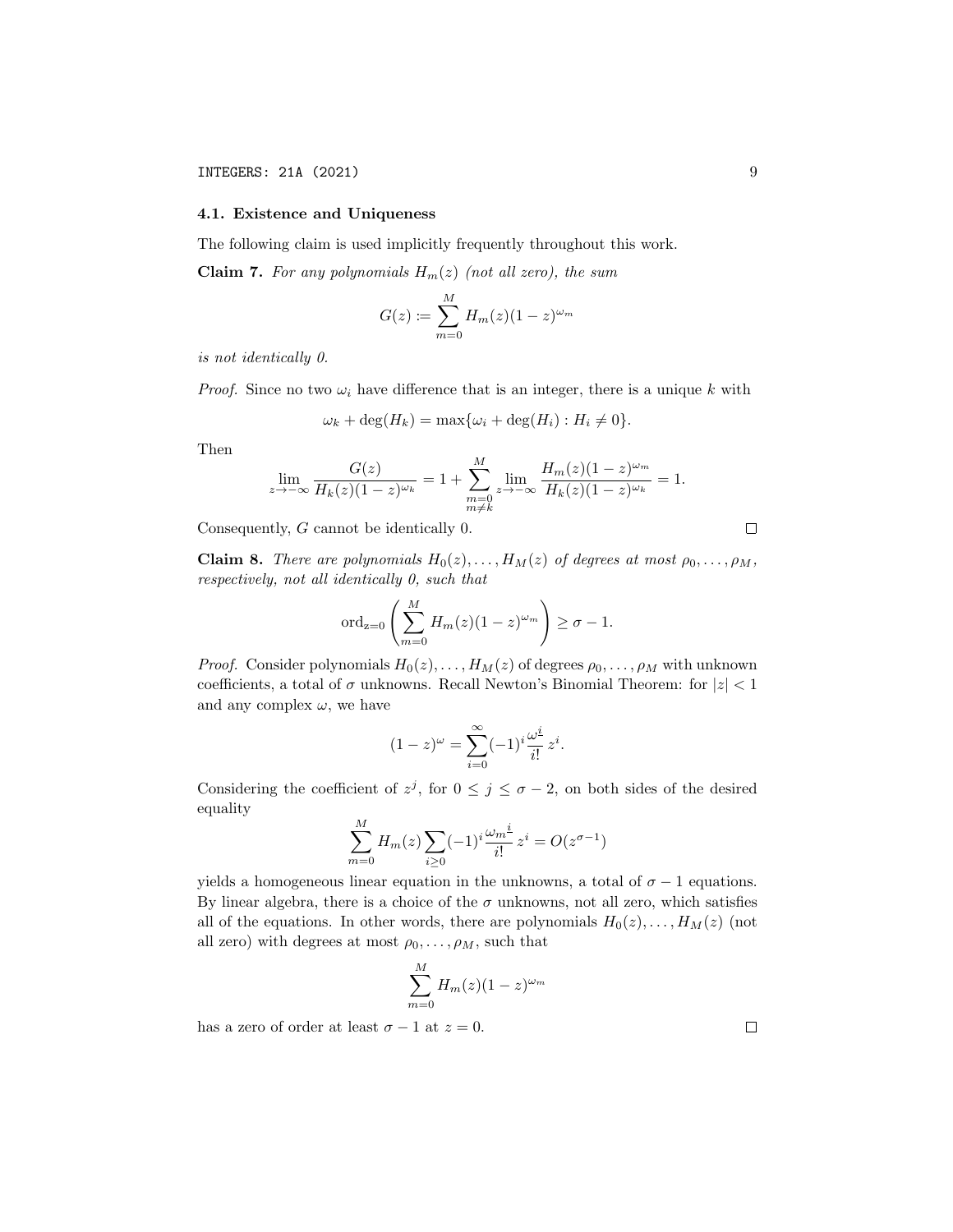### 4.1. Existence and Uniqueness

The following claim is used implicitly frequently throughout this work.

**Claim 7.** *For any polynomials $H_m(z)$ (not all zero), the sum*

$$G(z) \coloneqq \sum_{m=0}^{M} H_m(z)(1-z)^{\omega_m}$$

*is not identically 0.*

*Proof.* Since no two $\omega_i$ have difference that is an integer, there is a unique $k$ with

$$\omega_k + \deg(H_k) = \max\{\omega_i + \deg(H_i) : H_i \neq 0\}.$$

Then

$$\lim_{z \to -\infty} \frac{G(z)}{H_k(z)(1-z)^{\omega_k}} = 1 + \sum_{\substack{m=0 \\ m \neq k}}^{M} \lim_{z \to -\infty} \frac{H_m(z)(1-z)^{\omega_m}}{H_k(z)(1-z)^{\omega_k}} = 1.$$

Consequently, $G$ cannot be identically 0. $\square$

**Claim 8.** *There are polynomials $H_0(z), \ldots, H_M(z)$ of degrees at most $\rho_0, \ldots, \rho_M$, respectively, not all identically 0, such that*

$$\operatorname{ord}_{z=0}\left(\sum_{m=0}^{M} H_m(z)(1-z)^{\omega_m}\right) \geq \sigma - 1.$$

*Proof.* Consider polynomials $H_0(z), \ldots, H_M(z)$ of degrees $\rho_0, \ldots, \rho_M$ with unknown coefficients, a total of $\sigma$ unknowns. Recall Newton's Binomial Theorem: for $|z| < 1$ and any complex $\omega$, we have

$$(1-z)^{\omega} = \sum_{i=0}^{\infty} (-1)^i \frac{\omega^{\underline{i}}}{i!} z^i.$$

Considering the coefficient of $z^j$, for $0 \leq j \leq \sigma - 2$, on both sides of the desired equality

$$\sum_{m=0}^{M} H_m(z) \sum_{i \geq 0} (-1)^i \frac{\omega_m{}^{\underline{i}}}{i!} z^i = O(z^{\sigma-1})$$

yields a homogeneous linear equation in the unknowns, a total of $\sigma - 1$ equations. By linear algebra, there is a choice of the $\sigma$ unknowns, not all zero, which satisfies all of the equations. In other words, there are polynomials $H_0(z), \ldots, H_M(z)$ (not all zero) with degrees at most $\rho_0, \ldots, \rho_M$, such that

$$\sum_{m=0}^{M} H_m(z)(1-z)^{\omega_m}$$

has a zero of order at least $\sigma - 1$ at $z = 0$. $\square$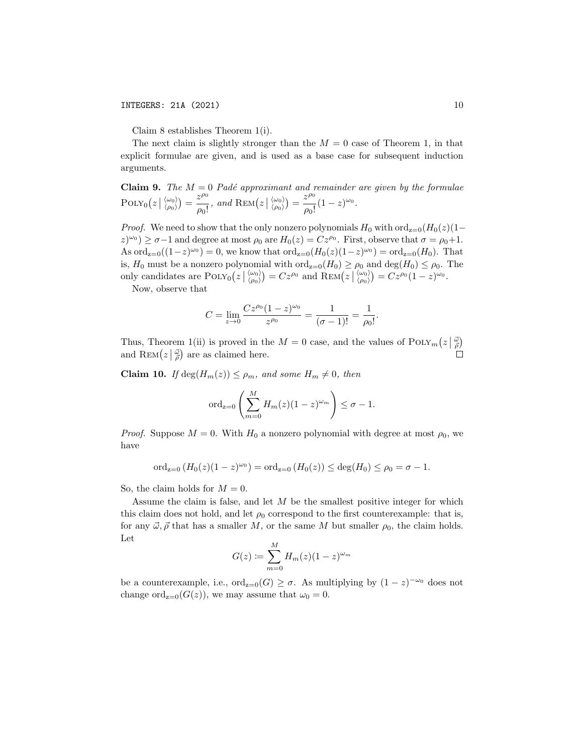Claim 8 establishes Theorem 1(i).

The next claim is slightly stronger than the $M = 0$ case of Theorem 1, in that explicit formulae are given, and is used as a base case for subsequent induction arguments.

**Claim 9.** *The $M = 0$ Padé approximant and remainder are given by the formulae* $\text{Poly}_0\big(z \,\big|\, {\langle\omega_0\rangle \atop \langle\rho_0\rangle}\big) = \dfrac{z^{\rho_0}}{\rho_0!}$, *and* $\text{Rem}\big(z \,\big|\, {\langle\omega_0\rangle \atop \langle\rho_0\rangle}\big) = \dfrac{z^{\rho_0}}{\rho_0!}(1-z)^{\omega_0}$.

*Proof.* We need to show that the only nonzero polynomials $H_0$ with $\text{ord}_{z=0}(H_0(z)(1-z)^{\omega_0}) \geq \sigma - 1$ and degree at most $\rho_0$ are $H_0(z) = Cz^{\rho_0}$. First, observe that $\sigma = \rho_0 + 1$. As $\text{ord}_{z=0}((1-z)^{\omega_0}) = 0$, we know that $\text{ord}_{z=0}(H_0(z)(1-z)^{\omega_0}) = \text{ord}_{z=0}(H_0)$. That is, $H_0$ must be a nonzero polynomial with $\text{ord}_{z=0}(H_0) \geq \rho_0$ and $\deg(H_0) \leq \rho_0$. The only candidates are $\text{Poly}_0\big(z \,\big|\, {\langle\omega_0\rangle \atop \langle\rho_0\rangle}\big) = Cz^{\rho_0}$ and $\text{Rem}\big(z \,\big|\, {\langle\omega_0\rangle \atop \langle\rho_0\rangle}\big) = Cz^{\rho_0}(1-z)^{\omega_0}$.

Now, observe that

$$C = \lim_{z \to 0} \frac{Cz^{\rho_0}(1-z)^{\omega_0}}{z^{\rho_0}} = \frac{1}{(\sigma - 1)!} = \frac{1}{\rho_0!}.$$

Thus, Theorem 1(ii) is proved in the $M = 0$ case, and the values of $\text{Poly}_m\big(z \,\big|\, {\vec{\omega} \atop \vec{\rho}}\big)$ and $\text{Rem}\big(z \,\big|\, {\vec{\omega} \atop \vec{\rho}}\big)$ are as claimed here. $\square$

**Claim 10.** *If $\deg(H_m(z)) \leq \rho_m$, and some $H_m \neq 0$, then*

$$\text{ord}_{z=0}\left(\sum_{m=0}^{M} H_m(z)(1-z)^{\omega_m}\right) \leq \sigma - 1.$$

*Proof.* Suppose $M = 0$. With $H_0$ a nonzero polynomial with degree at most $\rho_0$, we have

$$\text{ord}_{z=0}\left(H_0(z)(1-z)^{\omega_0}\right) = \text{ord}_{z=0}\left(H_0(z)\right) \leq \deg(H_0) \leq \rho_0 = \sigma - 1.$$

So, the claim holds for $M = 0$.

Assume the claim is false, and let $M$ be the smallest positive integer for which this claim does not hold, and let $\rho_0$ correspond to the first counterexample: that is, for any $\vec{\omega}, \vec{\rho}$ that has a smaller $M$, or the same $M$ but smaller $\rho_0$, the claim holds. Let

$$G(z) \coloneqq \sum_{m=0}^{M} H_m(z)(1-z)^{\omega_m}$$

be a counterexample, i.e., $\text{ord}_{z=0}(G) \geq \sigma$. As multiplying by $(1-z)^{-\omega_0}$ does not change $\text{ord}_{z=0}(G(z))$, we may assume that $\omega_0 = 0$.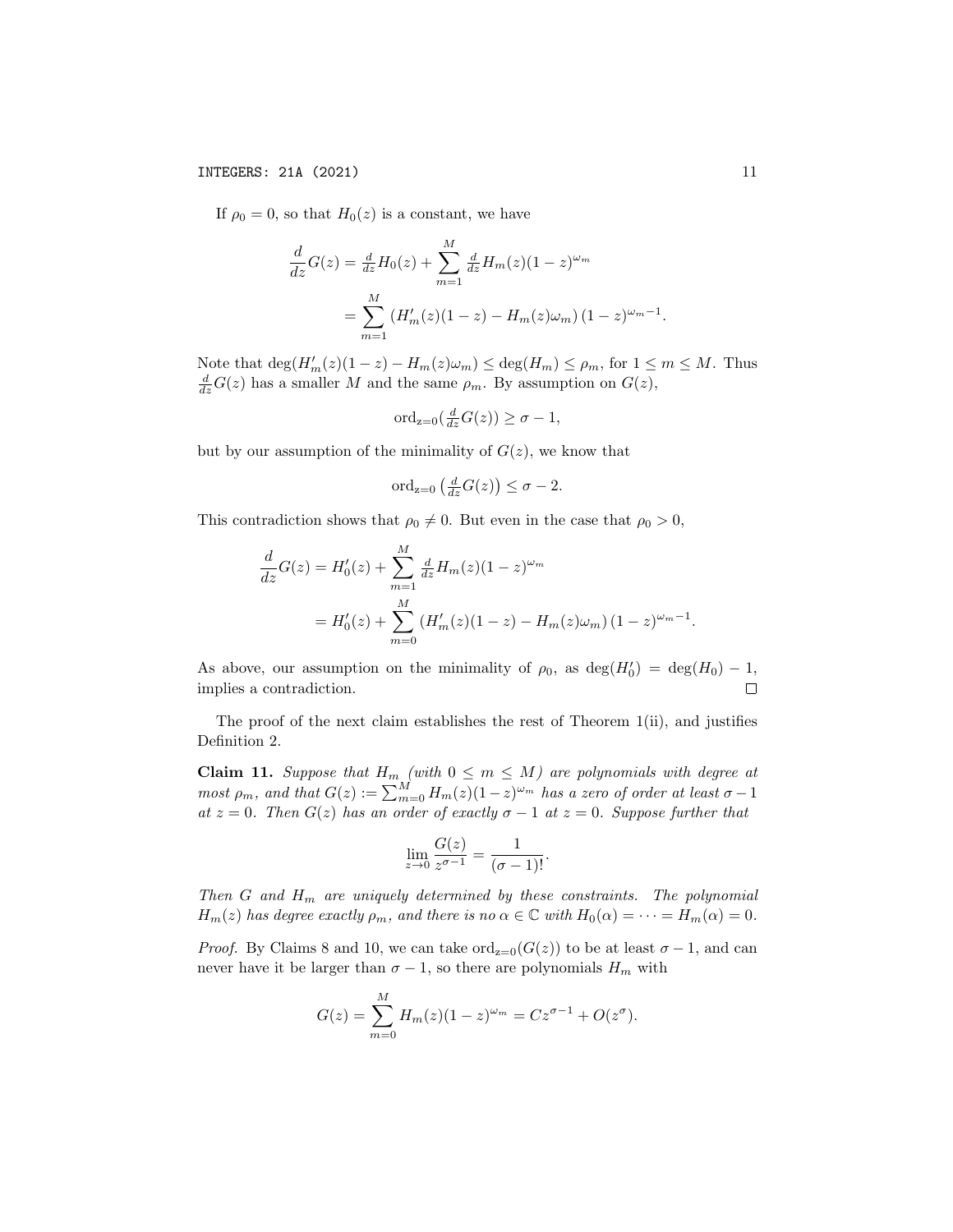If $\rho_0 = 0$, so that $H_0(z)$ is a constant, we have

$$\begin{aligned}\frac{d}{dz}G(z) &= \tfrac{d}{dz}H_0(z) + \sum_{m=1}^{M} \tfrac{d}{dz}H_m(z)(1-z)^{\omega_m} \\ &= \sum_{m=1}^{M} \left(H_m'(z)(1-z) - H_m(z)\omega_m\right)(1-z)^{\omega_m - 1}.\end{aligned}$$

Note that $\deg(H_m'(z)(1-z) - H_m(z)\omega_m) \le \deg(H_m) \le \rho_m$, for $1 \le m \le M$. Thus $\frac{d}{dz}G(z)$ has a smaller $M$ and the same $\rho_m$. By assumption on $G(z)$,

$$\mathrm{ord}_{z=0}(\tfrac{d}{dz}G(z)) \ge \sigma - 1,$$

but by our assumption of the minimality of $G(z)$, we know that

$$\mathrm{ord}_{z=0}\left(\tfrac{d}{dz}G(z)\right) \le \sigma - 2.$$

This contradiction shows that $\rho_0 \ne 0$. But even in the case that $\rho_0 > 0$,

$$\begin{aligned}\frac{d}{dz}G(z) &= H_0'(z) + \sum_{m=1}^{M} \tfrac{d}{dz}H_m(z)(1-z)^{\omega_m} \\ &= H_0'(z) + \sum_{m=0}^{M} \left(H_m'(z)(1-z) - H_m(z)\omega_m\right)(1-z)^{\omega_m - 1}.\end{aligned}$$

As above, our assumption on the minimality of $\rho_0$, as $\deg(H_0') = \deg(H_0) - 1$, implies a contradiction. $\square$

The proof of the next claim establishes the rest of Theorem 1(ii), and justifies Definition 2.

**Claim 11.** *Suppose that $H_m$ (with $0 \le m \le M$) are polynomials with degree at most $\rho_m$, and that $G(z) := \sum_{m=0}^{M} H_m(z)(1-z)^{\omega_m}$ has a zero of order at least $\sigma - 1$ at $z = 0$. Then $G(z)$ has an order of exactly $\sigma - 1$ at $z = 0$. Suppose further that*

$$\lim_{z \to 0} \frac{G(z)}{z^{\sigma-1}} = \frac{1}{(\sigma-1)!}.$$

*Then $G$ and $H_m$ are uniquely determined by these constraints. The polynomial $H_m(z)$ has degree exactly $\rho_m$, and there is no $\alpha \in \mathbb{C}$ with $H_0(\alpha) = \cdots = H_m(\alpha) = 0$.*

*Proof.* By Claims 8 and 10, we can take $\mathrm{ord}_{z=0}(G(z))$ to be at least $\sigma - 1$, and can never have it be larger than $\sigma - 1$, so there are polynomials $H_m$ with

$$G(z) = \sum_{m=0}^{M} H_m(z)(1-z)^{\omega_m} = Cz^{\sigma-1} + O(z^{\sigma}).$$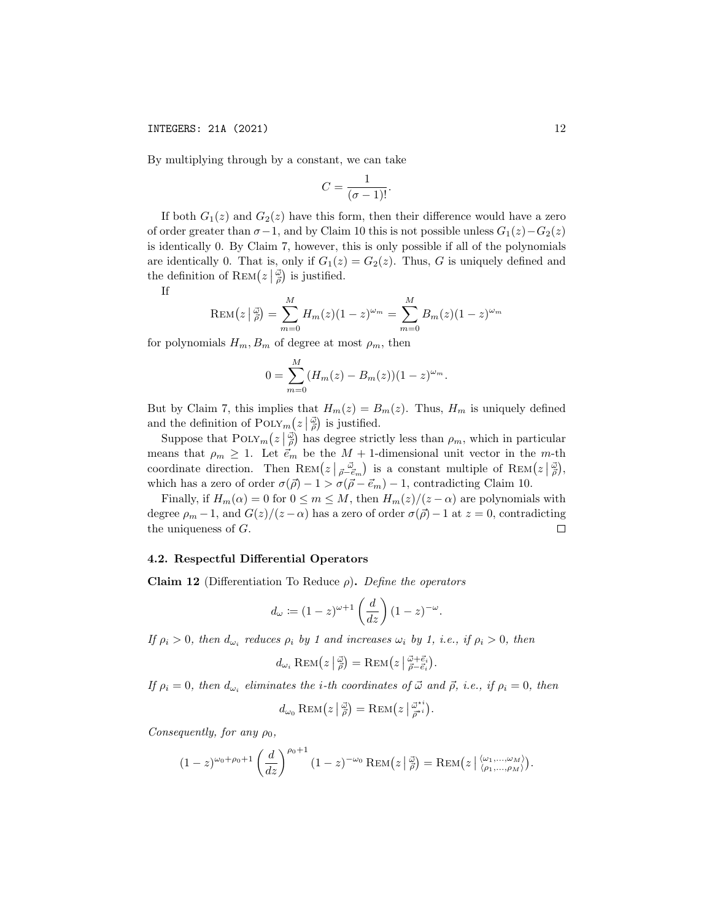By multiplying through by a constant, we can take

$$C = \frac{1}{(\sigma - 1)!}.$$

If both $G_1(z)$ and $G_2(z)$ have this form, then their difference would have a zero of order greater than $\sigma - 1$, and by Claim 10 this is not possible unless $G_1(z) - G_2(z)$ is identically 0. By Claim 7, however, this is only possible if all of the polynomials are identically 0. That is, only if $G_1(z) = G_2(z)$. Thus, $G$ is uniquely defined and the definition of $\text{Rem}\big(z \,\big|\, {\vec{\omega} \atop \vec{\rho}}\big)$ is justified.

If

$$\text{Rem}\big(z \,\big|\, {\vec{\omega} \atop \vec{\rho}}\big) = \sum_{m=0}^{M} H_m(z)(1-z)^{\omega_m} = \sum_{m=0}^{M} B_m(z)(1-z)^{\omega_m}$$

for polynomials $H_m, B_m$ of degree at most $\rho_m$, then

$$0 = \sum_{m=0}^{M} (H_m(z) - B_m(z))(1-z)^{\omega_m}.$$

But by Claim 7, this implies that $H_m(z) = B_m(z)$. Thus, $H_m$ is uniquely defined and the definition of $\text{Poly}_m\big(z \,\big|\, {\vec{\omega} \atop \vec{\rho}}\big)$ is justified.

Suppose that $\text{Poly}_m\big(z \,\big|\, {\vec{\omega} \atop \vec{\rho}}\big)$ has degree strictly less than $\rho_m$, which in particular means that $\rho_m \geq 1$. Let $\vec{e}_m$ be the $M+1$-dimensional unit vector in the $m$-th coordinate direction. Then $\text{Rem}\big(z \,\big|\, {\vec{\omega} \atop \vec{\rho} - \vec{e}_m}\big)$ is a constant multiple of $\text{Rem}\big(z \,\big|\, {\vec{\omega} \atop \vec{\rho}}\big)$, which has a zero of order $\sigma(\vec{\rho}) - 1 > \sigma(\vec{\rho} - \vec{e}_m) - 1$, contradicting Claim 10.

Finally, if $H_m(\alpha) = 0$ for $0 \leq m \leq M$, then $H_m(z)/(z - \alpha)$ are polynomials with degree $\rho_m - 1$, and $G(z)/(z - \alpha)$ has a zero of order $\sigma(\vec{\rho}) - 1$ at $z = 0$, contradicting the uniqueness of $G$. $\square$

### 4.2. Respectful Differential Operators

**Claim 12** (Differentiation To Reduce $\rho$)**.** *Define the operators*

$$d_\omega := (1-z)^{\omega+1} \left(\frac{d}{dz}\right) (1-z)^{-\omega}.$$

*If $\rho_i > 0$, then $d_{\omega_i}$ reduces $\rho_i$ by 1 and increases $\omega_i$ by 1, i.e., if $\rho_i > 0$, then*

$$d_{\omega_i} \text{Rem}\big(z \,\big|\, {\vec{\omega} \atop \vec{\rho}}\big) = \text{Rem}\big(z \,\big|\, {\vec{\omega} + \vec{e}_i \atop \vec{\rho} - \vec{e}_i}\big).$$

*If $\rho_i = 0$, then $d_{\omega_i}$ eliminates the $i$-th coordinates of $\vec{\omega}$ and $\vec{\rho}$, i.e., if $\rho_i = 0$, then*

$$d_{\omega_0} \text{Rem}\big(z \,\big|\, {\vec{\omega} \atop \vec{\rho}}\big) = \text{Rem}\big(z \,\big|\, {\vec{\omega}^{\star i} \atop \vec{\rho}^{\star i}}\big).$$

*Consequently, for any $\rho_0$,*

$$(1-z)^{\omega_0+\rho_0+1} \left(\frac{d}{dz}\right)^{\rho_0+1} (1-z)^{-\omega_0} \text{Rem}\big(z \,\big|\, {\vec{\omega} \atop \vec{\rho}}\big) = \text{Rem}\big(z \,\big|\, {\langle \omega_1, \ldots, \omega_M \rangle \atop \langle \rho_1, \ldots, \rho_M \rangle}\big).$$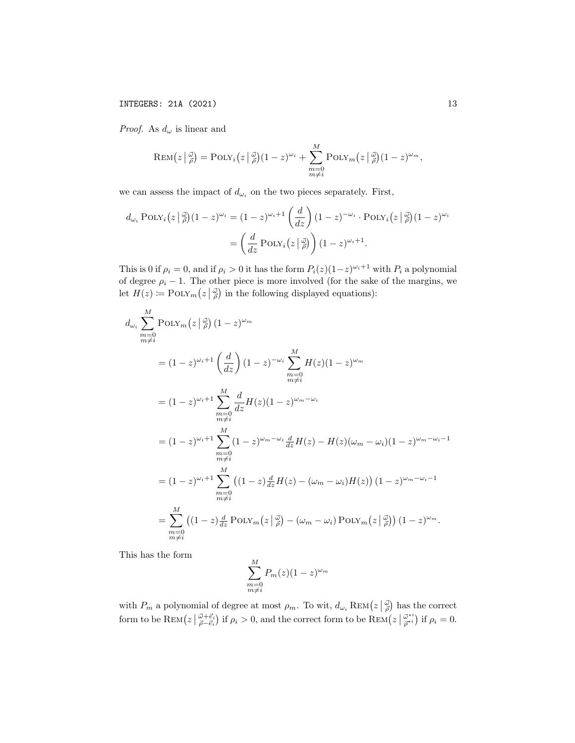*Proof.* As $d_\omega$ is linear and

$$\textsc{Rem}\big(z \,\big|\, \tfrac{\vec{\omega}}{\vec{\rho}}\big) = \textsc{Poly}_i\big(z \,\big|\, \tfrac{\vec{\omega}}{\vec{\rho}}\big)(1-z)^{\omega_i} + \sum_{\substack{m=0 \\ m \neq i}}^{M} \textsc{Poly}_m\big(z \,\big|\, \tfrac{\vec{\omega}}{\vec{\rho}}\big)(1-z)^{\omega_m},$$

we can assess the impact of $d_{\omega_i}$ on the two pieces separately. First,

$$\begin{aligned} d_{\omega_i} \textsc{Poly}_i\big(z \,\big|\, \tfrac{\vec{\omega}}{\vec{\rho}}\big)(1-z)^{\omega_i} &= (1-z)^{\omega_i+1} \left(\frac{d}{dz}\right)(1-z)^{-\omega_i} \cdot \textsc{Poly}_i\big(z \,\big|\, \tfrac{\vec{\omega}}{\vec{\rho}}\big)(1-z)^{\omega_i} \\ &= \left(\frac{d}{dz} \textsc{Poly}_i\big(z \,\big|\, \tfrac{\vec{\omega}}{\vec{\rho}}\big)\right)(1-z)^{\omega_i+1}. \end{aligned}$$

This is 0 if $\rho_i = 0$, and if $\rho_i > 0$ it has the form $P_i(z)(1-z)^{\omega_i+1}$ with $P_i$ a polynomial of degree $\rho_i - 1$. The other piece is more involved (for the sake of the margins, we let $H(z) \coloneqq \textsc{Poly}_m\big(z \,\big|\, \tfrac{\vec{\omega}}{\vec{\rho}}\big)$ in the following displayed equations):

$$\begin{aligned} & d_{\omega_i} \sum_{\substack{m=0 \\ m \neq i}}^{M} \textsc{Poly}_m\big(z \,\big|\, \tfrac{\vec{\omega}}{\vec{\rho}}\big)(1-z)^{\omega_m} \\ &\quad = (1-z)^{\omega_i+1} \left(\frac{d}{dz}\right)(1-z)^{-\omega_i} \sum_{\substack{m=0 \\ m \neq i}}^{M} H(z)(1-z)^{\omega_m} \\ &\quad = (1-z)^{\omega_i+1} \sum_{\substack{m=0 \\ m \neq i}}^{M} \frac{d}{dz} H(z)(1-z)^{\omega_m-\omega_i} \\ &\quad = (1-z)^{\omega_i+1} \sum_{\substack{m=0 \\ m \neq i}}^{M} (1-z)^{\omega_m-\omega_i} \tfrac{d}{dz} H(z) - H(z)(\omega_m - \omega_i)(1-z)^{\omega_m-\omega_i-1} \\ &\quad = (1-z)^{\omega_i+1} \sum_{\substack{m=0 \\ m \neq i}}^{M} \big((1-z)\tfrac{d}{dz} H(z) - (\omega_m - \omega_i) H(z)\big)(1-z)^{\omega_m-\omega_i-1} \\ &\quad = \sum_{\substack{m=0 \\ m \neq i}}^{M} \big((1-z)\tfrac{d}{dz} \textsc{Poly}_m\big(z \,\big|\, \tfrac{\vec{\omega}}{\vec{\rho}}\big) - (\omega_m - \omega_i) \textsc{Poly}_m\big(z \,\big|\, \tfrac{\vec{\omega}}{\vec{\rho}}\big)\big)(1-z)^{\omega_m}. \end{aligned}$$

This has the form

$$\sum_{\substack{m=0 \\ m \neq i}}^{M} P_m(z)(1-z)^{\omega_m}$$

with $P_m$ a polynomial of degree at most $\rho_m$. To wit, $d_{\omega_i} \textsc{Rem}\big(z \,\big|\, \tfrac{\vec{\omega}}{\vec{\rho}}\big)$ has the correct form to be $\textsc{Rem}\big(z \,\big|\, \tfrac{\vec{\omega}+\vec{e}_i}{\vec{\rho}-\vec{e}_i}\big)$ if $\rho_i > 0$, and the correct form to be $\textsc{Rem}\big(z \,\big|\, \tfrac{\vec{\omega}^{\star i}}{\vec{\rho}^{\star i}}\big)$ if $\rho_i = 0$.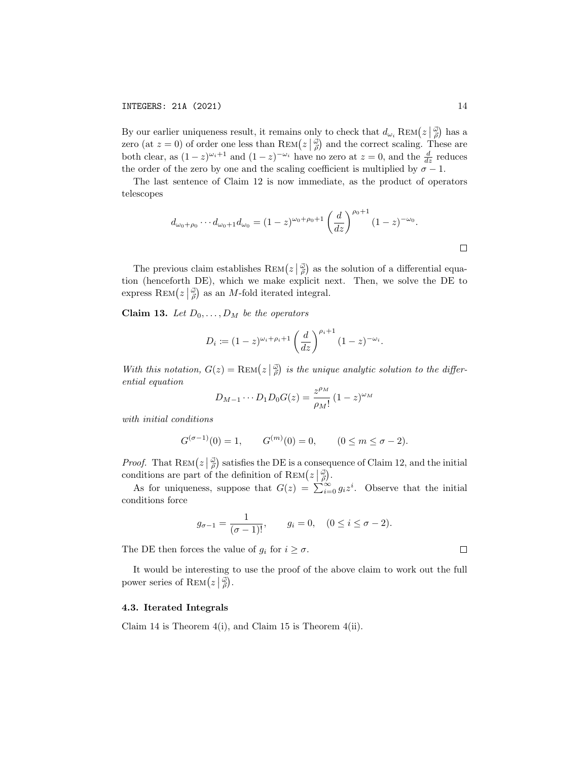By our earlier uniqueness result, it remains only to check that $d_{\omega_i} \operatorname{Rem}\left(z \,\middle|\, \substack{\vec{\omega} \\ \vec{\rho}}\right)$ has a zero (at $z = 0$) of order one less than $\operatorname{Rem}\left(z \,\middle|\, \substack{\vec{\omega} \\ \vec{\rho}}\right)$ and the correct scaling. These are both clear, as $(1-z)^{\omega_i+1}$ and $(1-z)^{-\omega_i}$ have no zero at $z = 0$, and the $\frac{d}{dz}$ reduces the order of the zero by one and the scaling coefficient is multiplied by $\sigma - 1$.

The last sentence of Claim 12 is now immediate, as the product of operators telescopes

$$d_{\omega_0+\rho_0} \cdots d_{\omega_0+1} d_{\omega_0} = (1-z)^{\omega_0+\rho_0+1} \left(\frac{d}{dz}\right)^{\rho_0+1} (1-z)^{-\omega_0}.$$

□

The previous claim establishes $\operatorname{Rem}\left(z \,\middle|\, \substack{\vec{\omega} \\ \vec{\rho}}\right)$ as the solution of a differential equation (henceforth DE), which we make explicit next. Then, we solve the DE to express $\operatorname{Rem}\left(z \,\middle|\, \substack{\vec{\omega} \\ \vec{\rho}}\right)$ as an $M$-fold iterated integral.

**Claim 13.** *Let $D_0, \ldots, D_M$ be the operators*

$$D_i := (1-z)^{\omega_i+\rho_i+1} \left(\frac{d}{dz}\right)^{\rho_i+1} (1-z)^{-\omega_i}.$$

*With this notation, $G(z) = \operatorname{Rem}\left(z \,\middle|\, \substack{\vec{\omega} \\ \vec{\rho}}\right)$ is the unique analytic solution to the differential equation*

$$D_{M-1} \cdots D_1 D_0 G(z) = \frac{z^{\rho_M}}{\rho_M!} (1-z)^{\omega_M}$$

*with initial conditions*

$$G^{(\sigma-1)}(0) = 1, \qquad G^{(m)}(0) = 0, \qquad (0 \le m \le \sigma - 2).$$

*Proof.* That $\operatorname{Rem}\left(z \,\middle|\, \substack{\vec{\omega} \\ \vec{\rho}}\right)$ satisfies the DE is a consequence of Claim 12, and the initial conditions are part of the definition of $\operatorname{Rem}\left(z \,\middle|\, \substack{\vec{\omega} \\ \vec{\rho}}\right)$.

As for uniqueness, suppose that $G(z) = \sum_{i=0}^{\infty} g_i z^i$. Observe that the initial conditions force

$$g_{\sigma-1} = \frac{1}{(\sigma-1)!}, \qquad g_i = 0, \quad (0 \le i \le \sigma - 2).$$

The DE then forces the value of $g_i$ for $i \ge \sigma$. □

It would be interesting to use the proof of the above claim to work out the full power series of $\operatorname{Rem}\left(z \,\middle|\, \substack{\vec{\omega} \\ \vec{\rho}}\right)$.

### 4.3. Iterated Integrals

Claim 14 is Theorem 4(i), and Claim 15 is Theorem 4(ii).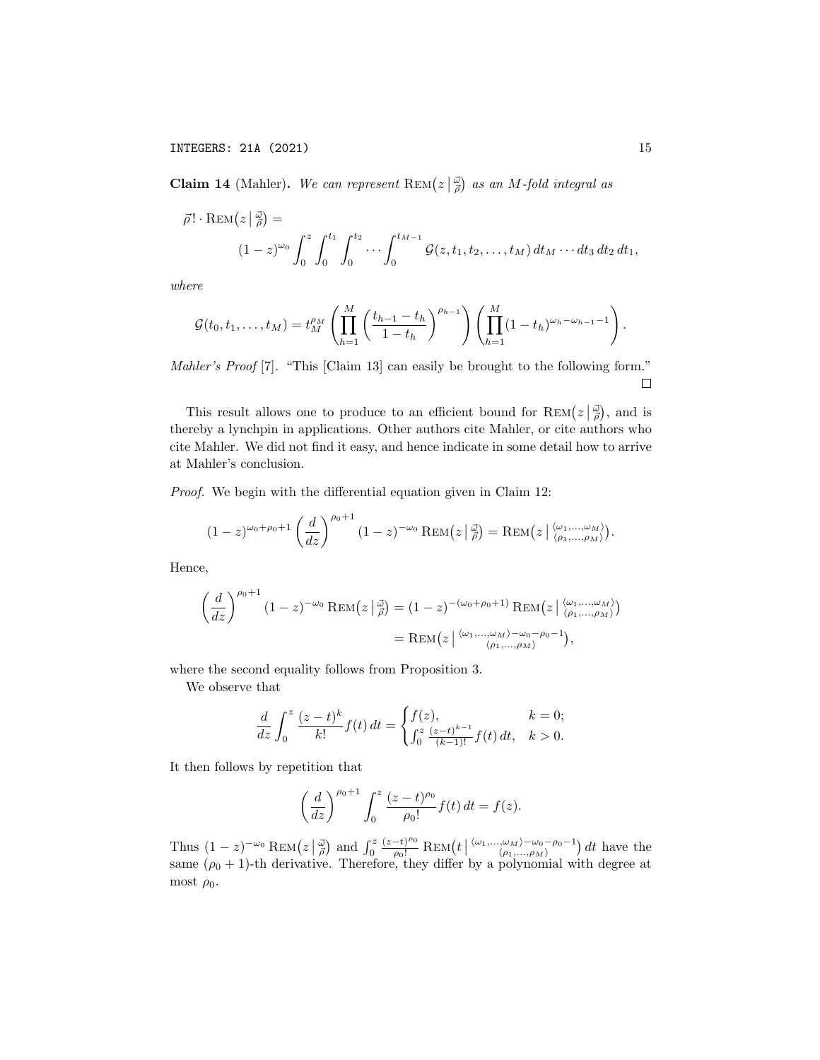**Claim 14** (Mahler)**.** *We can represent* $\operatorname{Rem}\bigl(z \bigm| \smash{\substack{\vec{\omega} \\ \vec{\rho}}}\bigr)$ *as an $M$-fold integral as*

$$
\vec{\rho}! \cdot \operatorname{Rem}\bigl(z \bigm| \substack{\vec{\omega} \\ \vec{\rho}}\bigr) = \\
(1-z)^{\omega_0} \int_0^z \int_0^{t_1} \int_0^{t_2} \cdots \int_0^{t_{M-1}} \mathcal{G}(z, t_1, t_2, \ldots, t_M)\, dt_M \cdots dt_3\, dt_2\, dt_1,
$$

*where*

$$
\mathcal{G}(t_0, t_1, \ldots, t_M) = t_M^{\rho_M} \left( \prod_{h=1}^{M} \left( \frac{t_{h-1} - t_h}{1 - t_h} \right)^{\rho_{h-1}} \right) \left( \prod_{h=1}^{M} (1 - t_h)^{\omega_h - \omega_{h-1} - 1} \right).
$$

*Mahler's Proof* [7]. "This [Claim 13] can easily be brought to the following form." $\square$

This result allows one to produce to an efficient bound for $\operatorname{Rem}\bigl(z \bigm| \substack{\vec{\omega} \\ \vec{\rho}}\bigr)$, and is thereby a lynchpin in applications. Other authors cite Mahler, or cite authors who cite Mahler. We did not find it easy, and hence indicate in some detail how to arrive at Mahler's conclusion.

*Proof.* We begin with the differential equation given in Claim 12:

$$
(1-z)^{\omega_0 + \rho_0 + 1} \left( \frac{d}{dz} \right)^{\rho_0 + 1} (1-z)^{-\omega_0} \operatorname{Rem}\bigl(z \bigm| \substack{\vec{\omega} \\ \vec{\rho}}\bigr) = \operatorname{Rem}\bigl(z \bigm| \substack{\langle \omega_1, \ldots, \omega_M \rangle \\ \langle \rho_1, \ldots, \rho_M \rangle}\bigr).
$$

Hence,

$$
\begin{aligned}
\left( \frac{d}{dz} \right)^{\rho_0 + 1} (1-z)^{-\omega_0} \operatorname{Rem}\bigl(z \bigm| \substack{\vec{\omega} \\ \vec{\rho}}\bigr) &= (1-z)^{-(\omega_0 + \rho_0 + 1)} \operatorname{Rem}\bigl(z \bigm| \substack{\langle \omega_1, \ldots, \omega_M \rangle \\ \langle \rho_1, \ldots, \rho_M \rangle}\bigr) \\
&= \operatorname{Rem}\bigl(z \bigm| \substack{\langle \omega_1, \ldots, \omega_M \rangle - \omega_0 - \rho_0 - 1 \\ \langle \rho_1, \ldots, \rho_M \rangle}\bigr),
\end{aligned}
$$

where the second equality follows from Proposition 3.

We observe that

$$
\frac{d}{dz} \int_0^z \frac{(z-t)^k}{k!} f(t)\, dt = \begin{cases} f(z), & k = 0; \\ \int_0^z \frac{(z-t)^{k-1}}{(k-1)!} f(t)\, dt, & k > 0. \end{cases}
$$

It then follows by repetition that

$$
\left( \frac{d}{dz} \right)^{\rho_0 + 1} \int_0^z \frac{(z-t)^{\rho_0}}{\rho_0!} f(t)\, dt = f(z).
$$

Thus $(1-z)^{-\omega_0} \operatorname{Rem}\bigl(z \bigm| \substack{\vec{\omega} \\ \vec{\rho}}\bigr)$ and $\int_0^z \frac{(z-t)^{\rho_0}}{\rho_0!} \operatorname{Rem}\bigl(t \bigm| \substack{\langle \omega_1, \ldots, \omega_M \rangle - \omega_0 - \rho_0 - 1 \\ \langle \rho_1, \ldots, \rho_M \rangle}\bigr)\, dt$ have the same $(\rho_0 + 1)$-th derivative. Therefore, they differ by a polynomial with degree at most $\rho_0$.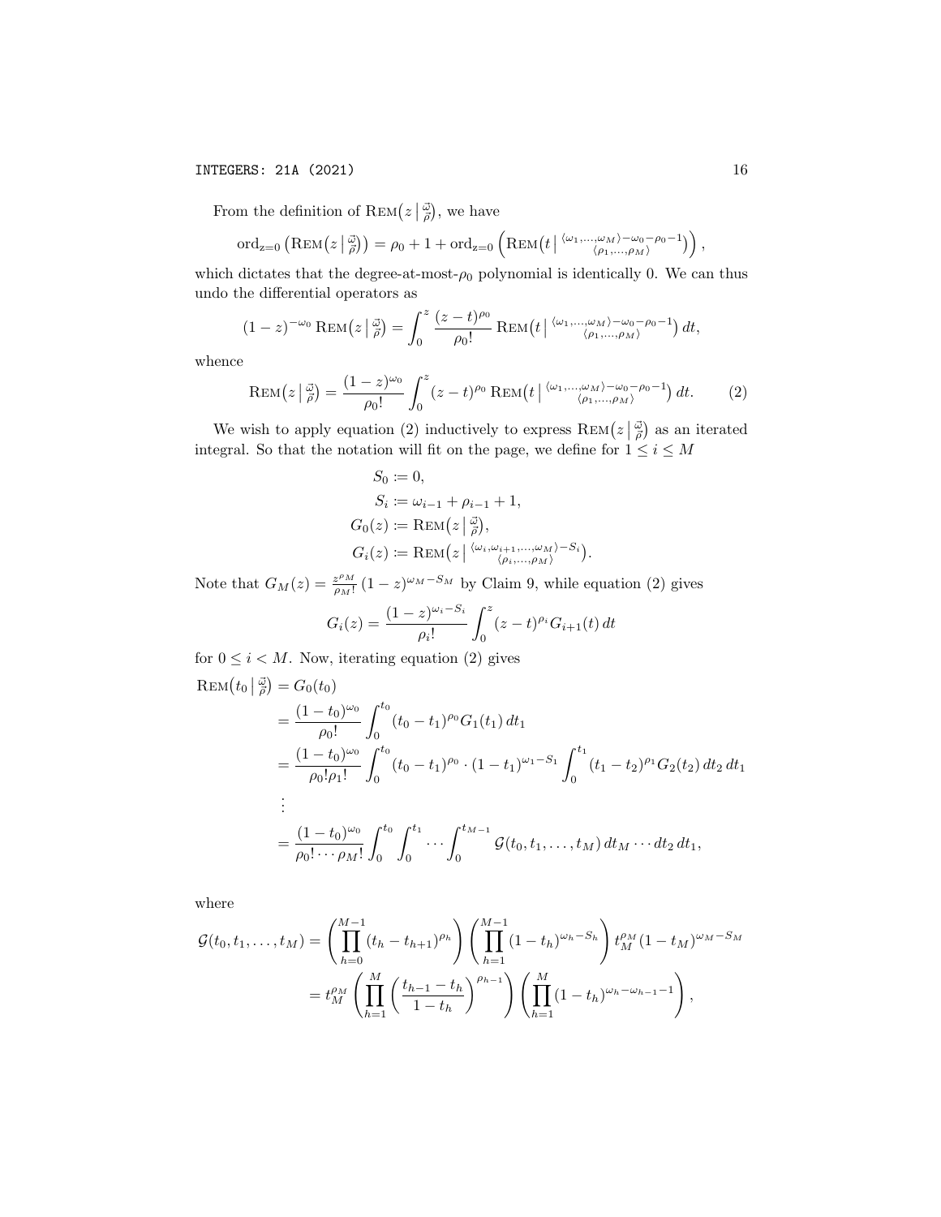From the definition of $\operatorname{REM}\big(z \,\big|\, \substack{\vec{\omega} \\ \vec{\rho}}\big)$, we have

$$\operatorname{ord}_{z=0}\left(\operatorname{REM}\big(z \,\big|\, \substack{\vec{\omega} \\ \vec{\rho}}\big)\right) = \rho_0 + 1 + \operatorname{ord}_{z=0}\left(\operatorname{REM}\big(t \,\big|\, \substack{\langle \omega_1, \ldots, \omega_M \rangle - \omega_0 - \rho_0 - 1 \\ \langle \rho_1, \ldots, \rho_M \rangle}\big)\right),$$

which dictates that the degree-at-most-$\rho_0$ polynomial is identically 0. We can thus undo the differential operators as

$$(1-z)^{-\omega_0} \operatorname{REM}\big(z \,\big|\, \substack{\vec{\omega} \\ \vec{\rho}}\big) = \int_0^z \frac{(z-t)^{\rho_0}}{\rho_0!} \operatorname{REM}\big(t \,\big|\, \substack{\langle \omega_1, \ldots, \omega_M \rangle - \omega_0 - \rho_0 - 1 \\ \langle \rho_1, \ldots, \rho_M \rangle}\big)\, dt,$$

whence

$$\operatorname{REM}\big(z \,\big|\, \substack{\vec{\omega} \\ \vec{\rho}}\big) = \frac{(1-z)^{\omega_0}}{\rho_0!} \int_0^z (z-t)^{\rho_0} \operatorname{REM}\big(t \,\big|\, \substack{\langle \omega_1, \ldots, \omega_M \rangle - \omega_0 - \rho_0 - 1 \\ \langle \rho_1, \ldots, \rho_M \rangle}\big)\, dt. \tag{2}$$

We wish to apply equation (2) inductively to express $\operatorname{REM}\big(z \,\big|\, \substack{\vec{\omega} \\ \vec{\rho}}\big)$ as an iterated integral. So that the notation will fit on the page, we define for $1 \le i \le M$

$$\begin{aligned}
S_0 &\coloneqq 0, \\
S_i &\coloneqq \omega_{i-1} + \rho_{i-1} + 1, \\
G_0(z) &\coloneqq \operatorname{REM}\big(z \,\big|\, \substack{\vec{\omega} \\ \vec{\rho}}\big), \\
G_i(z) &\coloneqq \operatorname{REM}\big(z \,\big|\, \substack{\langle \omega_i, \omega_{i+1}, \ldots, \omega_M \rangle - S_i \\ \langle \rho_i, \ldots, \rho_M \rangle}\big).
\end{aligned}$$

Note that $G_M(z) = \frac{z^{\rho_M}}{\rho_M!}(1-z)^{\omega_M - S_M}$ by Claim 9, while equation (2) gives

$$G_i(z) = \frac{(1-z)^{\omega_i - S_i}}{\rho_i!} \int_0^z (z-t)^{\rho_i} G_{i+1}(t)\, dt$$

for $0 \le i < M$. Now, iterating equation (2) gives

$$\begin{aligned}
\operatorname{REM}\big(t_0 \,\big|\, \substack{\vec{\omega} \\ \vec{\rho}}\big) &= G_0(t_0) \\
&= \frac{(1-t_0)^{\omega_0}}{\rho_0!} \int_0^{t_0} (t_0 - t_1)^{\rho_0} G_1(t_1)\, dt_1 \\
&= \frac{(1-t_0)^{\omega_0}}{\rho_0! \rho_1!} \int_0^{t_0} (t_0 - t_1)^{\rho_0} \cdot (1-t_1)^{\omega_1 - S_1} \int_0^{t_1} (t_1 - t_2)^{\rho_1} G_2(t_2)\, dt_2\, dt_1 \\
&\;\;\vdots \\
&= \frac{(1-t_0)^{\omega_0}}{\rho_0! \cdots \rho_M!} \int_0^{t_0} \int_0^{t_1} \cdots \int_0^{t_{M-1}} \mathcal{G}(t_0, t_1, \ldots, t_M)\, dt_M \cdots dt_2\, dt_1,
\end{aligned}$$

where

$$\begin{aligned}
\mathcal{G}(t_0, t_1, \ldots, t_M) &= \left(\prod_{h=0}^{M-1} (t_h - t_{h+1})^{\rho_h}\right) \left(\prod_{h=1}^{M-1} (1-t_h)^{\omega_h - S_h}\right) t_M^{\rho_M} (1-t_M)^{\omega_M - S_M} \\
&= t_M^{\rho_M} \left(\prod_{h=1}^{M} \left(\frac{t_{h-1} - t_h}{1 - t_h}\right)^{\rho_{h-1}}\right) \left(\prod_{h=1}^{M} (1-t_h)^{\omega_h - \omega_{h-1} - 1}\right),
\end{aligned}$$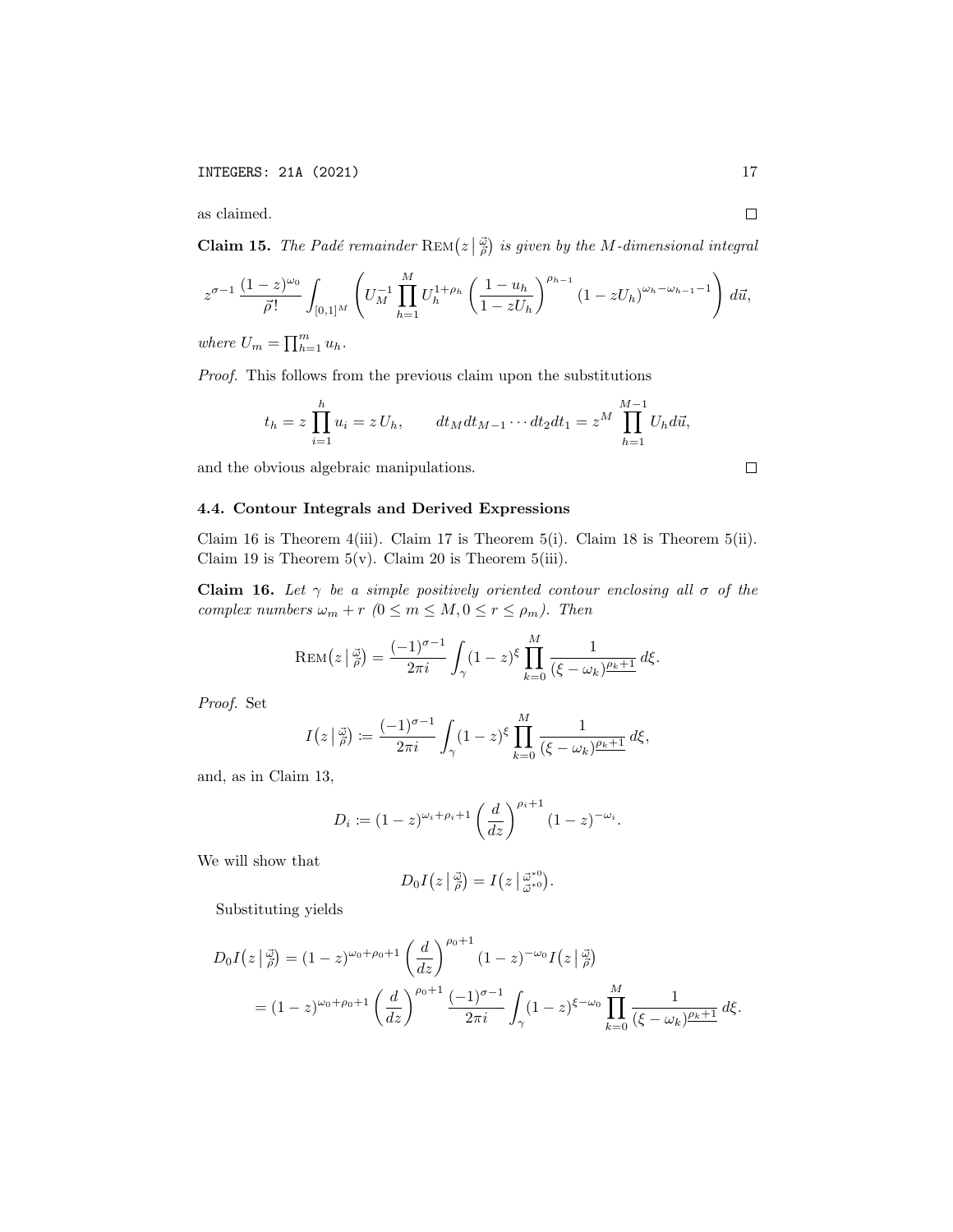as claimed. □

**Claim 15.** *The Padé remainder* $\mathrm{REM}\big(z \,\big|\, \substack{\vec{\omega} \\ \vec{\rho}}\big)$ *is given by the* $M$*-dimensional integral*

$$z^{\sigma-1}\,\frac{(1-z)^{\omega_0}}{\vec{\rho}\,!}\int_{[0,1]^M}\left(U_M^{-1}\prod_{h=1}^{M}U_h^{1+\rho_h}\left(\frac{1-u_h}{1-zU_h}\right)^{\rho_{h-1}}(1-zU_h)^{\omega_h-\omega_{h-1}-1}\right)d\vec{u},$$

*where* $U_m = \prod_{h=1}^{m} u_h$.

*Proof.* This follows from the previous claim upon the substitutions

$$t_h = z\prod_{i=1}^{h}u_i = z\,U_h, \qquad dt_M dt_{M-1}\cdots dt_2 dt_1 = z^M\prod_{h=1}^{M-1}U_h d\vec{u},$$

and the obvious algebraic manipulations. □

### 4.4. Contour Integrals and Derived Expressions

Claim 16 is Theorem 4(iii). Claim 17 is Theorem 5(i). Claim 18 is Theorem 5(ii). Claim 19 is Theorem 5(v). Claim 20 is Theorem 5(iii).

**Claim 16.** *Let* $\gamma$ *be a simple positively oriented contour enclosing all* $\sigma$ *of the complex numbers* $\omega_m + r$ $(0 \le m \le M, 0 \le r \le \rho_m)$*. Then*

$$\mathrm{REM}\big(z \,\big|\, \substack{\vec{\omega} \\ \vec{\rho}}\big) = \frac{(-1)^{\sigma-1}}{2\pi i}\int_\gamma (1-z)^{\xi}\prod_{k=0}^{M}\frac{1}{(\xi-\omega_k)^{\underline{\rho_k+1}}}\,d\xi.$$

*Proof.* Set

$$I\big(z \,\big|\, \substack{\vec{\omega} \\ \vec{\rho}}\big) := \frac{(-1)^{\sigma-1}}{2\pi i}\int_\gamma (1-z)^{\xi}\prod_{k=0}^{M}\frac{1}{(\xi-\omega_k)^{\underline{\rho_k+1}}}\,d\xi,$$

and, as in Claim 13,

$$D_i := (1-z)^{\omega_i+\rho_i+1}\left(\frac{d}{dz}\right)^{\rho_i+1}(1-z)^{-\omega_i}.$$

We will show that

$$D_0 I\big(z \,\big|\, \substack{\vec{\omega} \\ \vec{\rho}}\big) = I\big(z \,\big|\, \substack{\vec{\omega}^{*0} \\ \vec{\omega}^{*0}}\big).$$

Substituting yields

$$\begin{aligned}
D_0 I\big(z \,\big|\, \substack{\vec{\omega} \\ \vec{\rho}}\big) &= (1-z)^{\omega_0+\rho_0+1}\left(\frac{d}{dz}\right)^{\rho_0+1}(1-z)^{-\omega_0} I\big(z \,\big|\, \substack{\vec{\omega} \\ \vec{\rho}}\big) \\
&= (1-z)^{\omega_0+\rho_0+1}\left(\frac{d}{dz}\right)^{\rho_0+1}\frac{(-1)^{\sigma-1}}{2\pi i}\int_\gamma (1-z)^{\xi-\omega_0}\prod_{k=0}^{M}\frac{1}{(\xi-\omega_k)^{\underline{\rho_k+1}}}\,d\xi.
\end{aligned}$$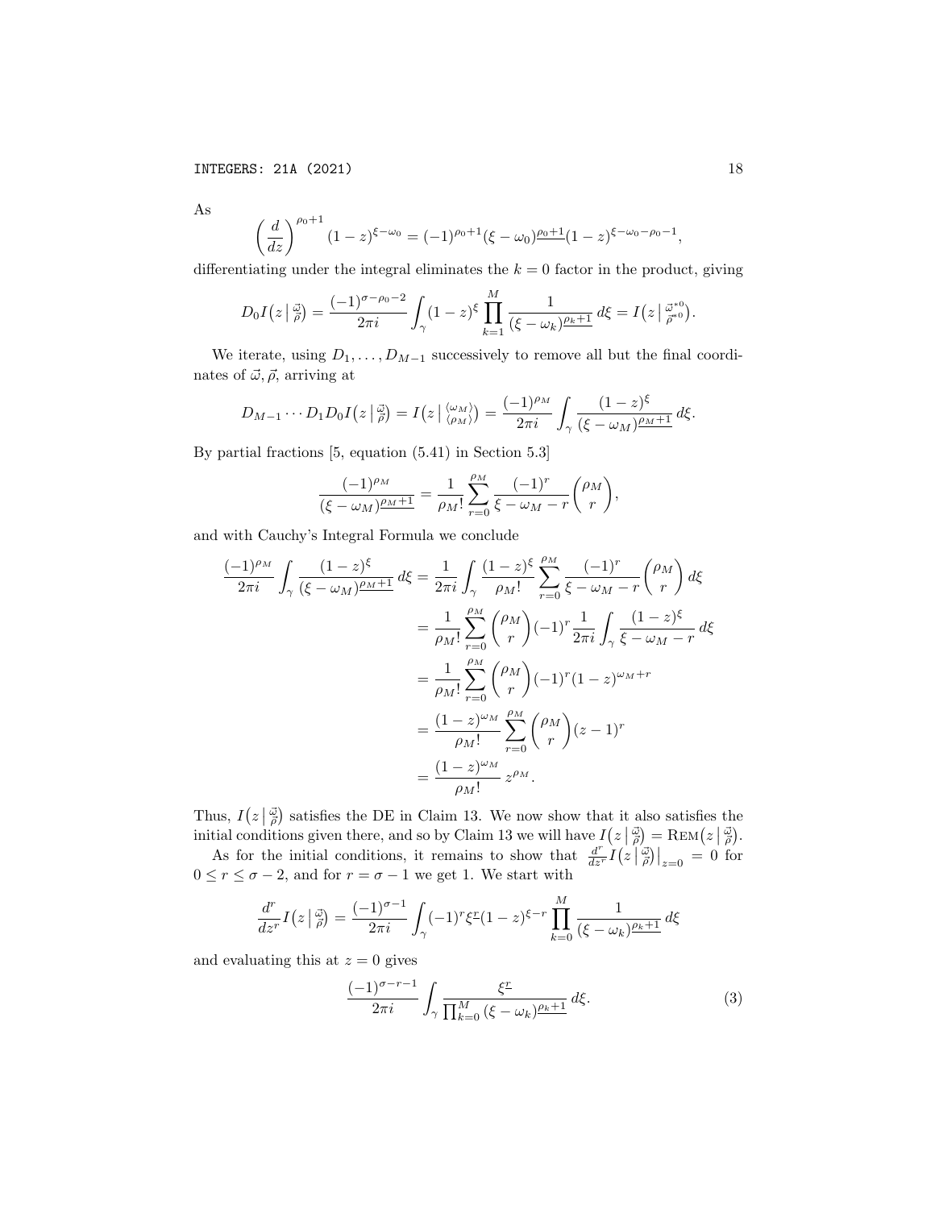As

$$\left(\frac{d}{dz}\right)^{\rho_0+1}(1-z)^{\xi-\omega_0} = (-1)^{\rho_0+1}(\xi-\omega_0)^{\underline{\rho_0+1}}(1-z)^{\xi-\omega_0-\rho_0-1},$$

differentiating under the integral eliminates the $k=0$ factor in the product, giving

$$D_0 I\big(z \,\big|\, \tfrac{\vec{\omega}}{\vec{\rho}}\big) = \frac{(-1)^{\sigma-\rho_0-2}}{2\pi i}\int_\gamma (1-z)^\xi \prod_{k=1}^{M} \frac{1}{(\xi-\omega_k)^{\underline{\rho_k+1}}}\, d\xi = I\big(z \,\big|\, \tfrac{\vec{\omega}^{*0}}{\vec{\rho}^{*0}}\big).$$

We iterate, using $D_1, \ldots, D_{M-1}$ successively to remove all but the final coordinates of $\vec{\omega}, \vec{\rho}$, arriving at

$$D_{M-1}\cdots D_1 D_0 I\big(z \,\big|\, \tfrac{\vec{\omega}}{\vec{\rho}}\big) = I\big(z \,\big|\, \tfrac{\langle \omega_M \rangle}{\langle \rho_M \rangle}\big) = \frac{(-1)^{\rho_M}}{2\pi i}\int_\gamma \frac{(1-z)^\xi}{(\xi-\omega_M)^{\underline{\rho_M+1}}}\, d\xi.$$

By partial fractions [5, equation (5.41) in Section 5.3]

$$\frac{(-1)^{\rho_M}}{(\xi-\omega_M)^{\underline{\rho_M+1}}} = \frac{1}{\rho_M!}\sum_{r=0}^{\rho_M} \frac{(-1)^r}{\xi-\omega_M-r}\binom{\rho_M}{r},$$

and with Cauchy's Integral Formula we conclude

$$\begin{aligned}
\frac{(-1)^{\rho_M}}{2\pi i}\int_\gamma \frac{(1-z)^\xi}{(\xi-\omega_M)^{\underline{\rho_M+1}}}\, d\xi &= \frac{1}{2\pi i}\int_\gamma \frac{(1-z)^\xi}{\rho_M!}\sum_{r=0}^{\rho_M}\frac{(-1)^r}{\xi-\omega_M-r}\binom{\rho_M}{r}\, d\xi \\
&= \frac{1}{\rho_M!}\sum_{r=0}^{\rho_M}\binom{\rho_M}{r}(-1)^r \frac{1}{2\pi i}\int_\gamma \frac{(1-z)^\xi}{\xi-\omega_M-r}\, d\xi \\
&= \frac{1}{\rho_M!}\sum_{r=0}^{\rho_M}\binom{\rho_M}{r}(-1)^r (1-z)^{\omega_M+r} \\
&= \frac{(1-z)^{\omega_M}}{\rho_M!}\sum_{r=0}^{\rho_M}\binom{\rho_M}{r}(z-1)^r \\
&= \frac{(1-z)^{\omega_M}}{\rho_M!}\, z^{\rho_M}.
\end{aligned}$$

Thus, $I\big(z \,\big|\, \tfrac{\vec{\omega}}{\vec{\rho}}\big)$ satisfies the DE in Claim 13. We now show that it also satisfies the initial conditions given there, and so by Claim 13 we will have $I\big(z \,\big|\, \tfrac{\vec{\omega}}{\vec{\rho}}\big) = \mathrm{REM}\big(z \,\big|\, \tfrac{\vec{\omega}}{\vec{\rho}}\big)$.

As for the initial conditions, it remains to show that $\frac{d^r}{dz^r} I\big(z \,\big|\, \tfrac{\vec{\omega}}{\vec{\rho}}\big)\big|_{z=0} = 0$ for $0 \le r \le \sigma-2$, and for $r = \sigma-1$ we get 1. We start with

$$\frac{d^r}{dz^r} I\big(z \,\big|\, \tfrac{\vec{\omega}}{\vec{\rho}}\big) = \frac{(-1)^{\sigma-1}}{2\pi i}\int_\gamma (-1)^r \xi^{\underline{r}}(1-z)^{\xi-r}\prod_{k=0}^{M}\frac{1}{(\xi-\omega_k)^{\underline{\rho_k+1}}}\, d\xi$$

and evaluating this at $z=0$ gives

$$\frac{(-1)^{\sigma-r-1}}{2\pi i}\int_\gamma \frac{\xi^{\underline{r}}}{\prod_{k=0}^{M}(\xi-\omega_k)^{\underline{\rho_k+1}}}\, d\xi. \tag{3}$$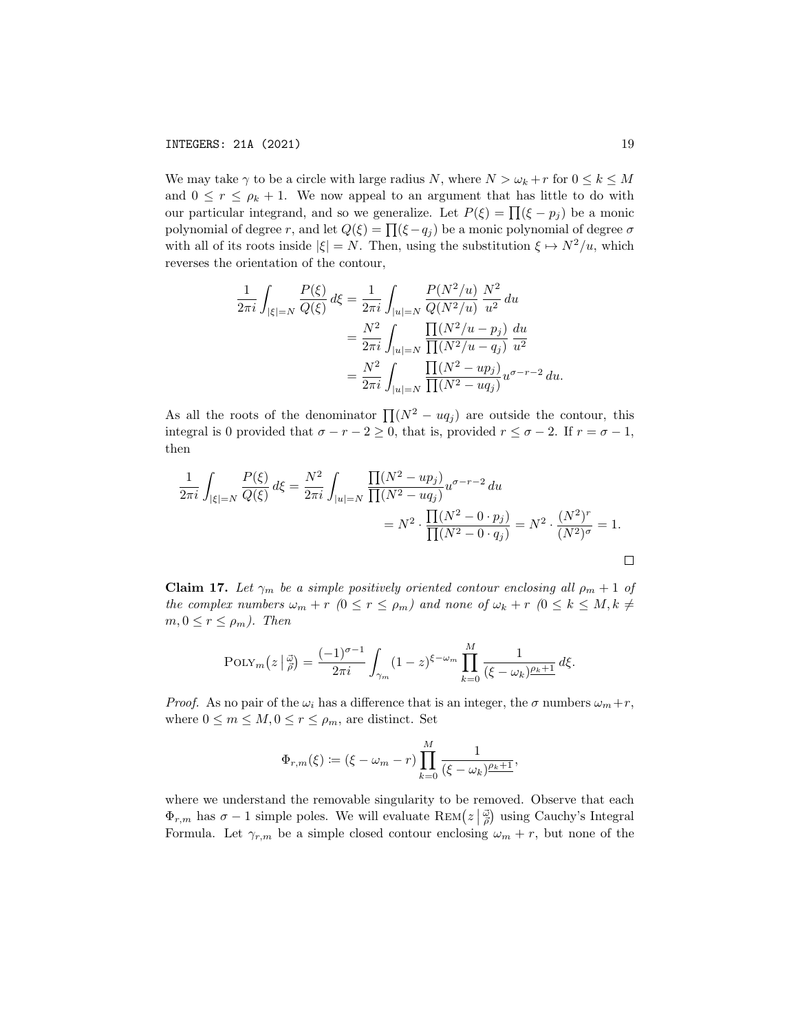We may take $\gamma$ to be a circle with large radius $N$, where $N > \omega_k + r$ for $0 \leq k \leq M$ and $0 \leq r \leq \rho_k + 1$. We now appeal to an argument that has little to do with our particular integrand, and so we generalize. Let $P(\xi) = \prod(\xi - p_j)$ be a monic polynomial of degree $r$, and let $Q(\xi) = \prod(\xi - q_j)$ be a monic polynomial of degree $\sigma$ with all of its roots inside $|\xi| = N$. Then, using the substitution $\xi \mapsto N^2/u$, which reverses the orientation of the contour,

$$
\begin{aligned}
\frac{1}{2\pi i} \int_{|\xi|=N} \frac{P(\xi)}{Q(\xi)}\, d\xi &= \frac{1}{2\pi i} \int_{|u|=N} \frac{P(N^2/u)}{Q(N^2/u)}\, \frac{N^2}{u^2}\, du \\
&= \frac{N^2}{2\pi i} \int_{|u|=N} \frac{\prod(N^2/u - p_j)}{\prod(N^2/u - q_j)}\, \frac{du}{u^2} \\
&= \frac{N^2}{2\pi i} \int_{|u|=N} \frac{\prod(N^2 - up_j)}{\prod(N^2 - uq_j)} u^{\sigma - r - 2}\, du.
\end{aligned}
$$

As all the roots of the denominator $\prod(N^2 - uq_j)$ are outside the contour, this integral is 0 provided that $\sigma - r - 2 \geq 0$, that is, provided $r \leq \sigma - 2$. If $r = \sigma - 1$, then

$$
\begin{aligned}
\frac{1}{2\pi i} \int_{|\xi|=N} \frac{P(\xi)}{Q(\xi)}\, d\xi &= \frac{N^2}{2\pi i} \int_{|u|=N} \frac{\prod(N^2 - up_j)}{\prod(N^2 - uq_j)} u^{\sigma - r - 2}\, du \\
&= N^2 \cdot \frac{\prod(N^2 - 0 \cdot p_j)}{\prod(N^2 - 0 \cdot q_j)} = N^2 \cdot \frac{(N^2)^r}{(N^2)^\sigma} = 1.
\end{aligned}
$$

□

**Claim 17.** *Let $\gamma_m$ be a simple positively oriented contour enclosing all $\rho_m + 1$ of the complex numbers $\omega_m + r$ $(0 \leq r \leq \rho_m)$ and none of $\omega_k + r$ $(0 \leq k \leq M, k \neq m, 0 \leq r \leq \rho_m)$. Then*

$$
\mathrm{POLY}_m\big(z \,\big|\, \tfrac{\vec{\omega}}{\vec{\rho}}\big) = \frac{(-1)^{\sigma-1}}{2\pi i} \int_{\gamma_m} (1-z)^{\xi - \omega_m} \prod_{k=0}^{M} \frac{1}{(\xi - \omega_k)_{\underline{\rho_k + 1}}}\, d\xi.
$$

*Proof.* As no pair of the $\omega_i$ has a difference that is an integer, the $\sigma$ numbers $\omega_m + r$, where $0 \leq m \leq M, 0 \leq r \leq \rho_m$, are distinct. Set

$$
\Phi_{r,m}(\xi) := (\xi - \omega_m - r) \prod_{k=0}^{M} \frac{1}{(\xi - \omega_k)_{\underline{\rho_k + 1}}},
$$

where we understand the removable singularity to be removed. Observe that each $\Phi_{r,m}$ has $\sigma - 1$ simple poles. We will evaluate $\mathrm{REM}\big(z \,\big|\, \tfrac{\vec{\omega}}{\vec{\rho}}\big)$ using Cauchy's Integral Formula. Let $\gamma_{r,m}$ be a simple closed contour enclosing $\omega_m + r$, but none of the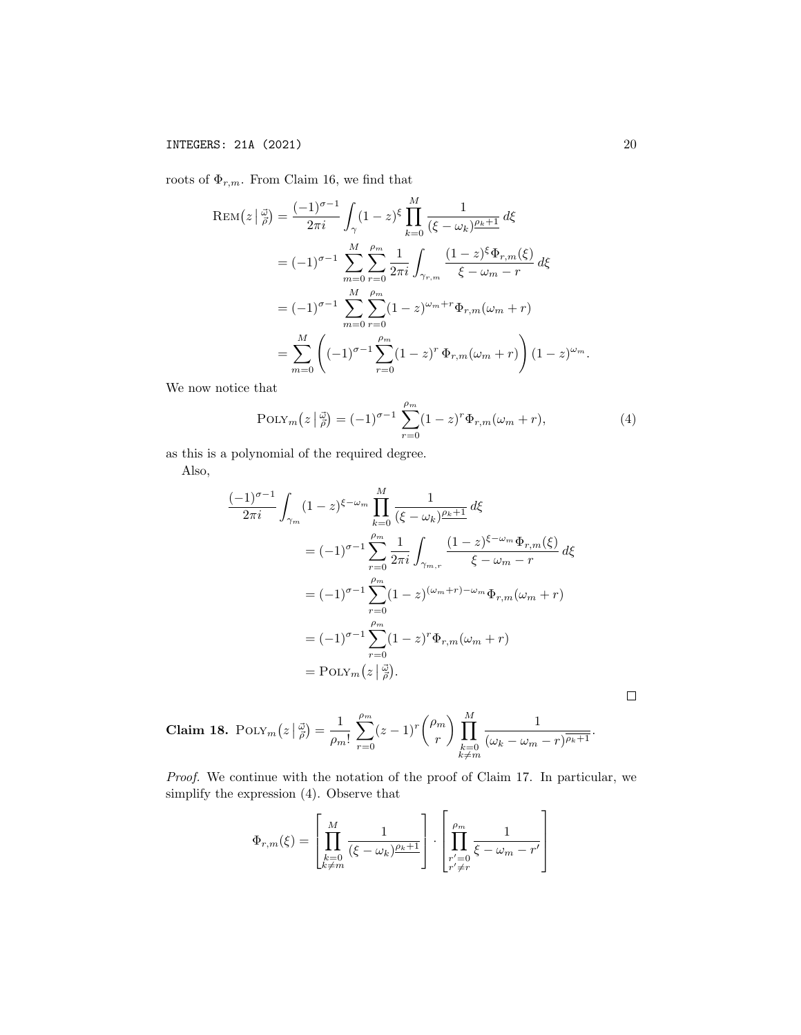roots of $\Phi_{r,m}$. From Claim 16, we find that

$$
\begin{aligned}
\operatorname{REM}\big(z \,\big|\, \tfrac{\vec{\omega}}{\vec{\rho}}\big) &= \frac{(-1)^{\sigma-1}}{2\pi i} \int_{\gamma} (1-z)^{\xi} \prod_{k=0}^{M} \frac{1}{(\xi-\omega_k)^{\underline{\rho_k+1}}} \, d\xi \\
&= (-1)^{\sigma-1} \sum_{m=0}^{M} \sum_{r=0}^{\rho_m} \frac{1}{2\pi i} \int_{\gamma_{r,m}} \frac{(1-z)^{\xi} \Phi_{r,m}(\xi)}{\xi-\omega_m-r} \, d\xi \\
&= (-1)^{\sigma-1} \sum_{m=0}^{M} \sum_{r=0}^{\rho_m} (1-z)^{\omega_m+r} \Phi_{r,m}(\omega_m+r) \\
&= \sum_{m=0}^{M} \left( (-1)^{\sigma-1} \sum_{r=0}^{\rho_m} (1-z)^{r}\, \Phi_{r,m}(\omega_m+r) \right) (1-z)^{\omega_m}.
\end{aligned}
$$

We now notice that

$$
\operatorname{POLY}_m\big(z \,\big|\, \tfrac{\vec{\omega}}{\vec{\rho}}\big) = (-1)^{\sigma-1} \sum_{r=0}^{\rho_m} (1-z)^{r} \Phi_{r,m}(\omega_m+r), \tag{4}
$$

as this is a polynomial of the required degree.

Also,

$$
\begin{aligned}
&\frac{(-1)^{\sigma-1}}{2\pi i} \int_{\gamma_m} (1-z)^{\xi-\omega_m} \prod_{k=0}^{M} \frac{1}{(\xi-\omega_k)^{\underline{\rho_k+1}}} \, d\xi \\
&\qquad = (-1)^{\sigma-1} \sum_{r=0}^{\rho_m} \frac{1}{2\pi i} \int_{\gamma_{m,r}} \frac{(1-z)^{\xi-\omega_m} \Phi_{r,m}(\xi)}{\xi-\omega_m-r} \, d\xi \\
&\qquad = (-1)^{\sigma-1} \sum_{r=0}^{\rho_m} (1-z)^{(\omega_m+r)-\omega_m} \Phi_{r,m}(\omega_m+r) \\
&\qquad = (-1)^{\sigma-1} \sum_{r=0}^{\rho_m} (1-z)^{r} \Phi_{r,m}(\omega_m+r) \\
&\qquad = \operatorname{POLY}_m\big(z \,\big|\, \tfrac{\vec{\omega}}{\vec{\rho}}\big).
\end{aligned}
$$

□

**Claim 18.** $\operatorname{POLY}_m\big(z \,\big|\, \tfrac{\vec{\omega}}{\vec{\rho}}\big) = \dfrac{1}{\rho_m!} \displaystyle\sum_{r=0}^{\rho_m} (z-1)^r \binom{\rho_m}{r} \prod_{\substack{k=0 \\ k\neq m}}^{M} \frac{1}{(\omega_k-\omega_m-r)^{\overline{\rho_k+1}}}.$

*Proof.* We continue with the notation of the proof of Claim 17. In particular, we simplify the expression (4). Observe that

$$
\Phi_{r,m}(\xi) = \left[ \prod_{\substack{k=0 \\ k\neq m}}^{M} \frac{1}{(\xi-\omega_k)^{\underline{\rho_k+1}}} \right] \cdot \left[ \prod_{\substack{r'=0 \\ r'\neq r}}^{\rho_m} \frac{1}{\xi-\omega_m-r'} \right]
$$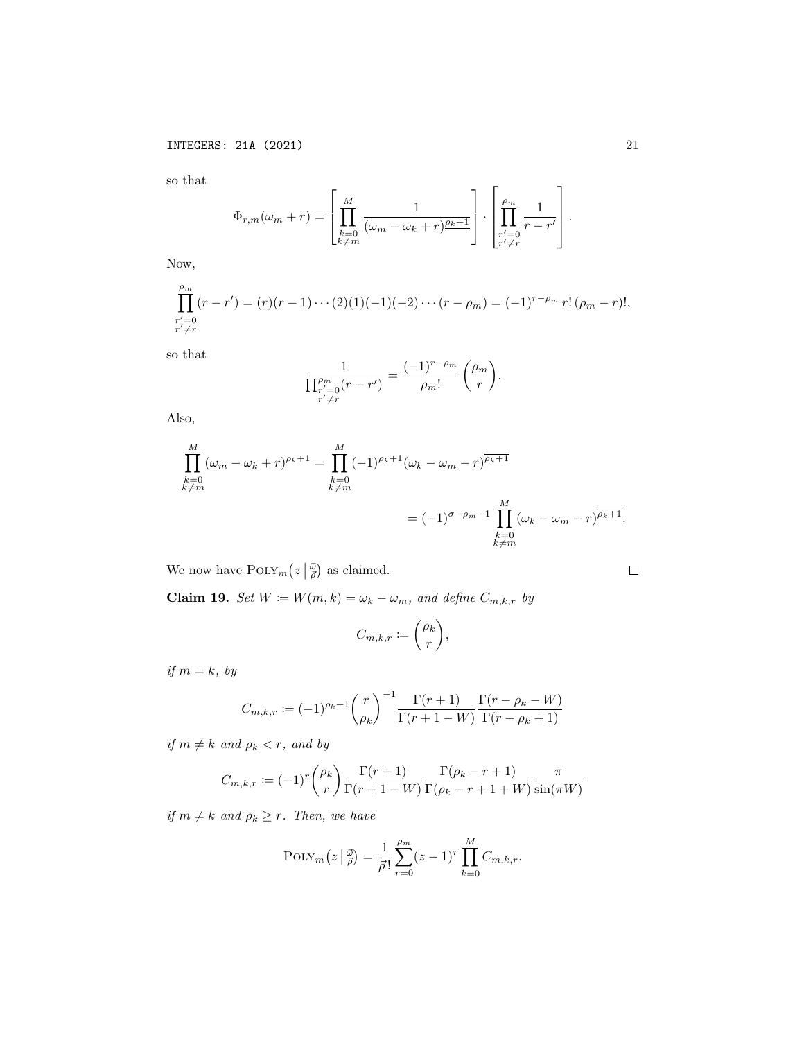so that

$$\Phi_{r,m}(\omega_m + r) = \left[\prod_{\substack{k=0\\k\neq m}}^{M} \frac{1}{(\omega_m - \omega_k + r)^{\underline{\rho_k+1}}}\right] \cdot \left[\prod_{\substack{r'=0\\r'\neq r}}^{\rho_m} \frac{1}{r-r'}\right].$$

Now,

$$\prod_{\substack{r'=0\\r'\neq r}}^{\rho_m} (r - r') = (r)(r-1)\cdots(2)(1)(-1)(-2)\cdots(r-\rho_m) = (-1)^{r-\rho_m}\, r!\,(\rho_m - r)!,$$

so that

$$\frac{1}{\prod_{\substack{r'=0\\r'\neq r}}^{\rho_m}(r-r')} = \frac{(-1)^{r-\rho_m}}{\rho_m!}\binom{\rho_m}{r}.$$

Also,

$$\begin{aligned}\prod_{\substack{k=0\\k\neq m}}^{M} (\omega_m - \omega_k + r)^{\underline{\rho_k+1}} &= \prod_{\substack{k=0\\k\neq m}}^{M} (-1)^{\rho_k+1}(\omega_k - \omega_m - r)^{\overline{\rho_k+1}}\\ &= (-1)^{\sigma-\rho_m-1}\prod_{\substack{k=0\\k\neq m}}^{M} (\omega_k - \omega_m - r)^{\overline{\rho_k+1}}.\end{aligned}$$

We now have $\mathrm{POLY}_m\big(z \,\big|\, {}^{\vec{\omega}}_{\vec{\rho}}\big)$ as claimed. $\square$

**Claim 19.** *Set $W \coloneqq W(m,k) = \omega_k - \omega_m$, and define $C_{m,k,r}$ by*

$$C_{m,k,r} \coloneqq \binom{\rho_k}{r},$$

*if $m = k$, by*

$$C_{m,k,r} \coloneqq (-1)^{\rho_k+1}\binom{r}{\rho_k}^{-1}\frac{\Gamma(r+1)}{\Gamma(r+1-W)}\frac{\Gamma(r-\rho_k-W)}{\Gamma(r-\rho_k+1)}$$

*if $m \neq k$ and $\rho_k < r$, and by*

$$C_{m,k,r} \coloneqq (-1)^{r}\binom{\rho_k}{r}\frac{\Gamma(r+1)}{\Gamma(r+1-W)}\frac{\Gamma(\rho_k-r+1)}{\Gamma(\rho_k-r+1+W)}\frac{\pi}{\sin(\pi W)}$$

*if $m \neq k$ and $\rho_k \geq r$. Then, we have*

$$\mathrm{POLY}_m\big(z \,\big|\, {}^{\vec{\omega}}_{\vec{\rho}}\big) = \frac{1}{\vec{\rho}!}\sum_{r=0}^{\rho_m}(z-1)^r\prod_{k=0}^{M} C_{m,k,r}.$$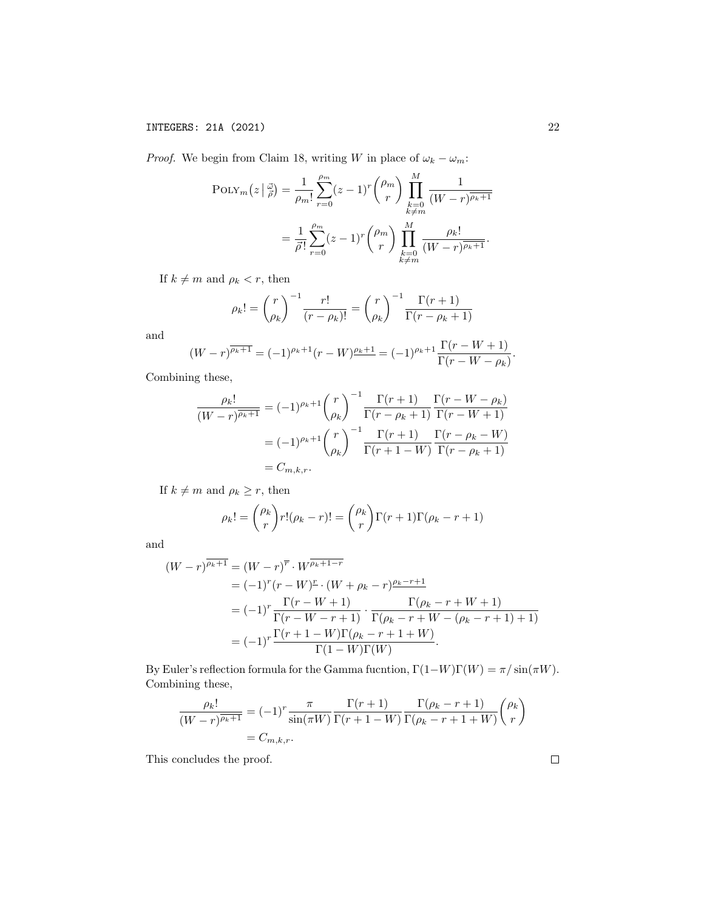*Proof.* We begin from Claim 18, writing $W$ in place of $\omega_k - \omega_m$:

$$\begin{aligned}
\text{POLY}_m\big(z \,\big|\, \tfrac{\vec{\omega}}{\vec{\rho}}\big) &= \frac{1}{\rho_m!} \sum_{r=0}^{\rho_m} (z-1)^r \binom{\rho_m}{r} \prod_{\substack{k=0 \\ k \neq m}}^{M} \frac{1}{(W-r)^{\overline{\rho_k+1}}} \\
&= \frac{1}{\vec{\rho}!} \sum_{r=0}^{\rho_m} (z-1)^r \binom{\rho_m}{r} \prod_{\substack{k=0 \\ k \neq m}}^{M} \frac{\rho_k!}{(W-r)^{\overline{\rho_k+1}}}.
\end{aligned}$$

If $k \neq m$ and $\rho_k < r$, then

$$\rho_k! = \binom{r}{\rho_k}^{-1} \frac{r!}{(r-\rho_k)!} = \binom{r}{\rho_k}^{-1} \frac{\Gamma(r+1)}{\Gamma(r-\rho_k+1)}$$

and

$$(W-r)^{\overline{\rho_k+1}} = (-1)^{\rho_k+1}(r-W)^{\underline{\rho_k+1}} = (-1)^{\rho_k+1} \frac{\Gamma(r-W+1)}{\Gamma(r-W-\rho_k)}.$$

Combining these,

$$\begin{aligned}
\frac{\rho_k!}{(W-r)^{\overline{\rho_k+1}}} &= (-1)^{\rho_k+1} \binom{r}{\rho_k}^{-1} \frac{\Gamma(r+1)}{\Gamma(r-\rho_k+1)} \frac{\Gamma(r-W-\rho_k)}{\Gamma(r-W+1)} \\
&= (-1)^{\rho_k+1} \binom{r}{\rho_k}^{-1} \frac{\Gamma(r+1)}{\Gamma(r+1-W)} \frac{\Gamma(r-\rho_k-W)}{\Gamma(r-\rho_k+1)} \\
&= C_{m,k,r}.
\end{aligned}$$

If $k \neq m$ and $\rho_k \geq r$, then

$$\rho_k! = \binom{\rho_k}{r} r!(\rho_k - r)! = \binom{\rho_k}{r} \Gamma(r+1)\Gamma(\rho_k - r + 1)$$

and

$$\begin{aligned}
(W-r)^{\overline{\rho_k+1}} &= (W-r)^{\overline{r}} \cdot W^{\overline{\rho_k+1-r}} \\
&= (-1)^r (r-W)^{\underline{r}} \cdot (W+\rho_k-r)^{\underline{\rho_k-r+1}} \\
&= (-1)^r \frac{\Gamma(r-W+1)}{\Gamma(r-W-r+1)} \cdot \frac{\Gamma(\rho_k-r+W+1)}{\Gamma(\rho_k-r+W-(\rho_k-r+1)+1)} \\
&= (-1)^r \frac{\Gamma(r+1-W)\Gamma(\rho_k-r+1+W)}{\Gamma(1-W)\Gamma(W)}.
\end{aligned}$$

By Euler's reflection formula for the Gamma fucntion, $\Gamma(1-W)\Gamma(W) = \pi/\sin(\pi W)$. Combining these,

$$\begin{aligned}
\frac{\rho_k!}{(W-r)^{\overline{\rho_k+1}}} &= (-1)^r \frac{\pi}{\sin(\pi W)} \frac{\Gamma(r+1)}{\Gamma(r+1-W)} \frac{\Gamma(\rho_k-r+1)}{\Gamma(\rho_k-r+1+W)} \binom{\rho_k}{r} \\
&= C_{m,k,r}.
\end{aligned}$$

This concludes the proof. $\square$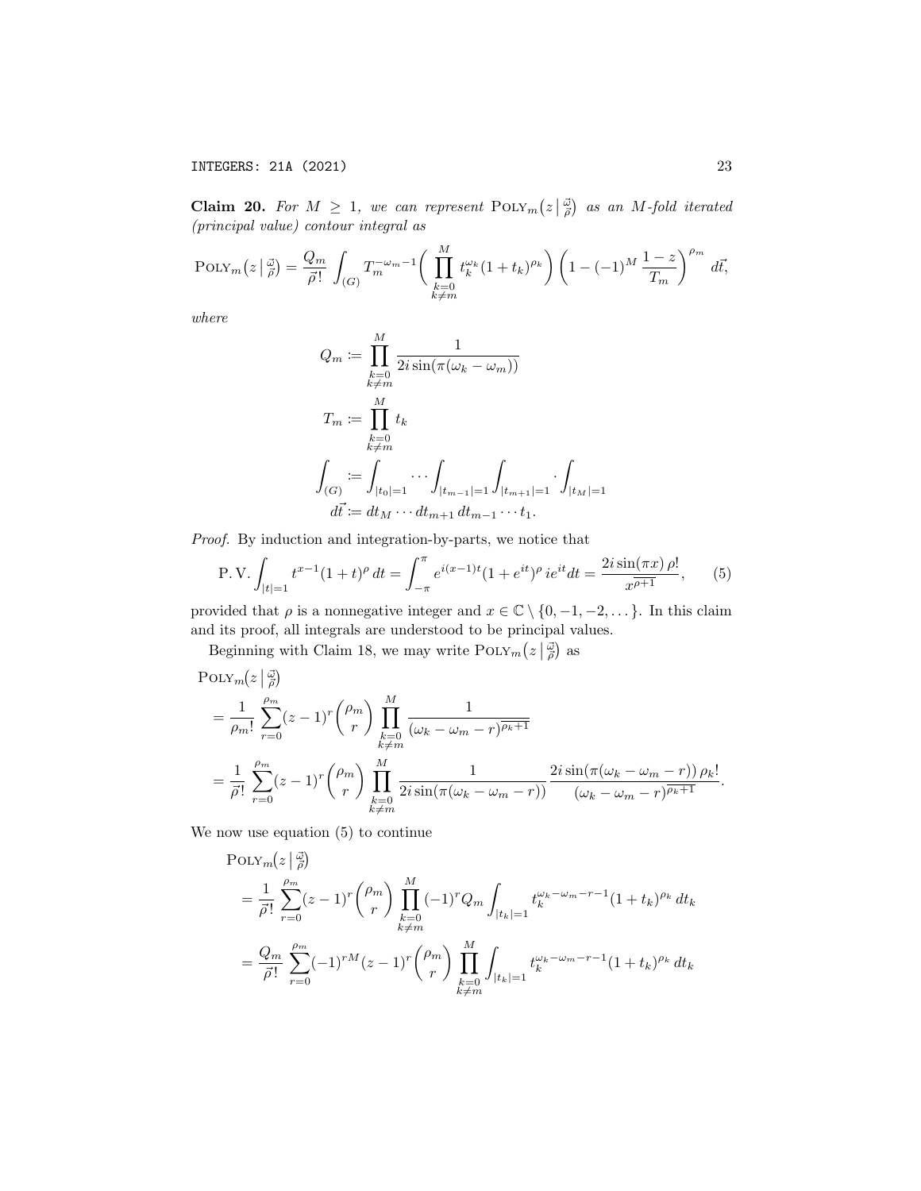**Claim 20.** *For $M \geq 1$, we can represent $\operatorname{POLY}_m\big(z \,\big|\, \substack{\vec{\omega}\\ \vec{\rho}}\big)$ as an $M$-fold iterated (principal value) contour integral as*

$$\operatorname{POLY}_m\big(z \,\big|\, \substack{\vec{\omega}\\ \vec{\rho}}\big) = \frac{Q_m}{\vec{\rho}!} \int_{(G)} T_m^{-\omega_m - 1} \Bigg( \prod_{\substack{k=0\\k\neq m}}^{M} t_k^{\omega_k} (1+t_k)^{\rho_k} \Bigg) \left(1 - (-1)^M \frac{1-z}{T_m}\right)^{\rho_m} d\vec{t},$$

*where*

$$Q_m := \prod_{\substack{k=0\\k\neq m}}^{M} \frac{1}{2i \sin(\pi(\omega_k - \omega_m))}$$

$$T_m := \prod_{\substack{k=0\\k\neq m}}^{M} t_k$$

$$\int_{(G)} := \int_{|t_0|=1} \cdots \int_{|t_{m-1}|=1} \int_{|t_{m+1}|=1} \cdot \int_{|t_M|=1}$$

$$d\vec{t} := dt_M \cdots dt_{m+1}\, dt_{m-1} \cdots t_1.$$

*Proof.* By induction and integration-by-parts, we notice that

$$\operatorname{P.V.} \int_{|t|=1} t^{x-1}(1+t)^{\rho}\, dt = \int_{-\pi}^{\pi} e^{i(x-1)t}(1+e^{it})^{\rho}\, ie^{it} dt = \frac{2i\sin(\pi x)\,\rho!}{x^{\overline{\rho+1}}}, \qquad (5)$$

provided that $\rho$ is a nonnegative integer and $x \in \mathbb{C} \setminus \{0, -1, -2, \dots\}$. In this claim and its proof, all integrals are understood to be principal values.

Beginning with Claim 18, we may write $\operatorname{POLY}_m\big(z \,\big|\, \substack{\vec{\omega}\\ \vec{\rho}}\big)$ as

$$\begin{aligned}
&\operatorname{POLY}_m\big(z \,\big|\, \substack{\vec{\omega}\\ \vec{\rho}}\big) \\
&= \frac{1}{\rho_m!} \sum_{r=0}^{\rho_m} (z-1)^r \binom{\rho_m}{r} \prod_{\substack{k=0\\k\neq m}}^{M} \frac{1}{(\omega_k - \omega_m - r)^{\overline{\rho_k+1}}} \\
&= \frac{1}{\vec{\rho}!} \sum_{r=0}^{\rho_m} (z-1)^r \binom{\rho_m}{r} \prod_{\substack{k=0\\k\neq m}}^{M} \frac{1}{2i\sin(\pi(\omega_k - \omega_m - r))} \frac{2i\sin(\pi(\omega_k - \omega_m - r))\,\rho_k!}{(\omega_k - \omega_m - r)^{\overline{\rho_k+1}}}.
\end{aligned}$$

We now use equation (5) to continue

$$\begin{aligned}
&\operatorname{POLY}_m\big(z \,\big|\, \substack{\vec{\omega}\\ \vec{\rho}}\big) \\
&= \frac{1}{\vec{\rho}!} \sum_{r=0}^{\rho_m} (z-1)^r \binom{\rho_m}{r} \prod_{\substack{k=0\\k\neq m}}^{M} (-1)^r Q_m \int_{|t_k|=1} t_k^{\omega_k - \omega_m - r - 1}(1+t_k)^{\rho_k}\, dt_k \\
&= \frac{Q_m}{\vec{\rho}!} \sum_{r=0}^{\rho_m} (-1)^{rM} (z-1)^r \binom{\rho_m}{r} \prod_{\substack{k=0\\k\neq m}}^{M} \int_{|t_k|=1} t_k^{\omega_k - \omega_m - r - 1}(1+t_k)^{\rho_k}\, dt_k
\end{aligned}$$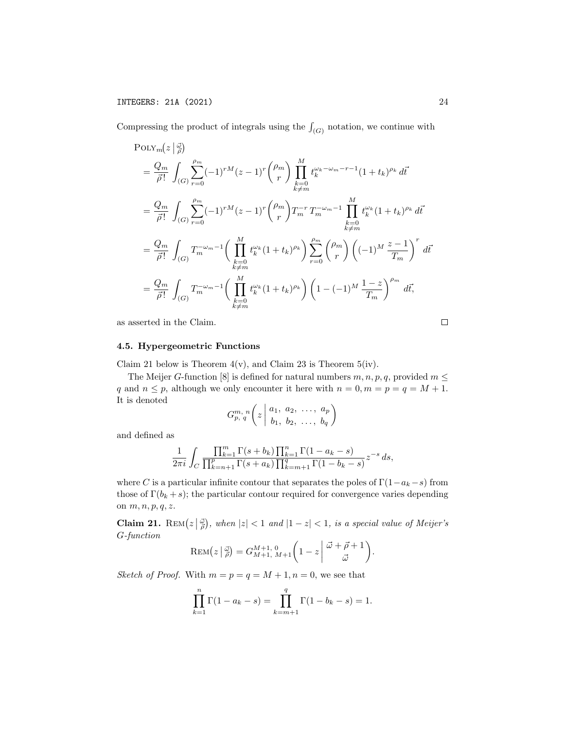Compressing the product of integrals using the $\int_{(G)}$ notation, we continue with

$$
\begin{aligned}
&\mathrm{POLY}_m\big(z \,\big|\, \tfrac{\vec{\omega}}{\vec{\rho}}\big) \\
&= \frac{Q_m}{\vec{\rho}!} \int_{(G)} \sum_{r=0}^{\rho_m} (-1)^{rM} (z-1)^r \binom{\rho_m}{r} \prod_{\substack{k=0 \\ k \neq m}}^{M} t_k^{\omega_k - \omega_m - r - 1} (1+t_k)^{\rho_k} \, d\vec{t} \\
&= \frac{Q_m}{\vec{\rho}!} \int_{(G)} \sum_{r=0}^{\rho_m} (-1)^{rM} (z-1)^r \binom{\rho_m}{r} T_m^{-r} \, T_m^{-\omega_m - 1} \prod_{\substack{k=0 \\ k \neq m}}^{M} t_k^{\omega_k} (1+t_k)^{\rho_k} \, d\vec{t} \\
&= \frac{Q_m}{\vec{\rho}!} \int_{(G)} T_m^{-\omega_m - 1} \Bigg( \prod_{\substack{k=0 \\ k \neq m}}^{M} t_k^{\omega_k} (1+t_k)^{\rho_k} \Bigg) \sum_{r=0}^{\rho_m} \binom{\rho_m}{r} \left( (-1)^M \frac{z-1}{T_m} \right)^r \, d\vec{t} \\
&= \frac{Q_m}{\vec{\rho}!} \int_{(G)} T_m^{-\omega_m - 1} \Bigg( \prod_{\substack{k=0 \\ k \neq m}}^{M} t_k^{\omega_k} (1+t_k)^{\rho_k} \Bigg) \left( 1 - (-1)^M \frac{1-z}{T_m} \right)^{\rho_m} \, d\vec{t},
\end{aligned}
$$

as asserted in the Claim. □

### 4.5. Hypergeometric Functions

Claim 21 below is Theorem 4(v), and Claim 23 is Theorem 5(iv).

The Meijer $G$-function [8] is defined for natural numbers $m, n, p, q$, provided $m \leq q$ and $n \leq p$, although we only encounter it here with $n = 0, m = p = q = M+1$. It is denoted

$$
G^{m,\,n}_{p,\,q}\left( z \,\middle|\, \begin{matrix} a_1,\ a_2,\ \ldots,\ a_p \\ b_1,\ b_2,\ \ldots,\ b_q \end{matrix} \right)
$$

and defined as

$$
\frac{1}{2\pi i} \int_C \frac{\prod_{k=1}^{m} \Gamma(s+b_k) \prod_{k=1}^{n} \Gamma(1-a_k-s)}{\prod_{k=n+1}^{p} \Gamma(s+a_k) \prod_{k=m+1}^{q} \Gamma(1-b_k-s)} z^{-s} \, ds,
$$

where $C$ is a particular infinite contour that separates the poles of $\Gamma(1-a_k-s)$ from those of $\Gamma(b_k+s)$; the particular contour required for convergence varies depending on $m, n, p, q, z$.

**Claim 21.** $\mathrm{REM}\big(z \,\big|\, \tfrac{\vec{\omega}}{\vec{\rho}}\big)$, *when* $|z| < 1$ *and* $|1-z| < 1$, *is a special value of Meijer's* $G$*-function*

$$
\mathrm{REM}\big(z \,\big|\, \tfrac{\vec{\omega}}{\vec{\rho}}\big) = G^{M+1,\,0}_{M+1,\,M+1}\left( 1-z \,\middle|\, \begin{matrix} \vec{\omega} + \vec{\rho} + 1 \\ \vec{\omega} \end{matrix} \right).
$$

*Sketch of Proof.* With $m = p = q = M+1, n = 0$, we see that

$$
\prod_{k=1}^{n} \Gamma(1-a_k-s) = \prod_{k=m+1}^{q} \Gamma(1-b_k-s) = 1.
$$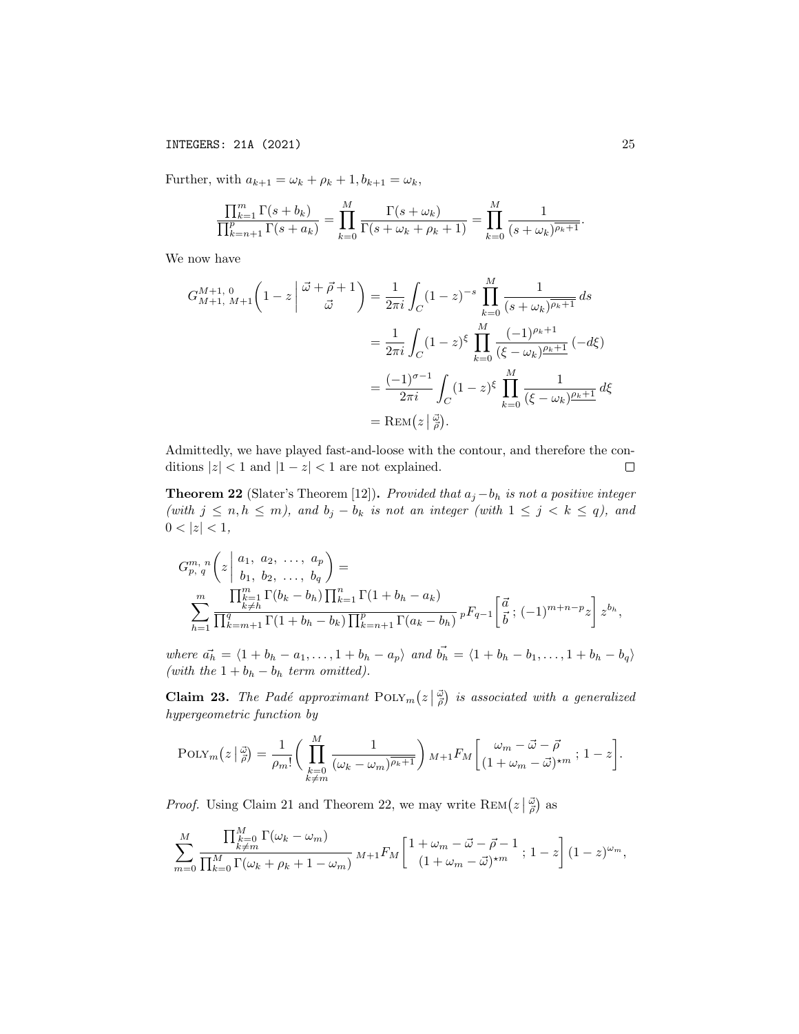Further, with $a_{k+1} = \omega_k + \rho_k + 1, b_{k+1} = \omega_k$,

$$\frac{\prod_{k=1}^{m} \Gamma(s+b_k)}{\prod_{k=n+1}^{p} \Gamma(s+a_k)} = \prod_{k=0}^{M} \frac{\Gamma(s+\omega_k)}{\Gamma(s+\omega_k+\rho_k+1)} = \prod_{k=0}^{M} \frac{1}{(s+\omega_k)^{\overline{\rho_k+1}}}.$$

We now have

$$\begin{aligned}
G^{M+1,\,0}_{M+1,\,M+1}\left(1-z \,\middle|\, \begin{matrix} \vec{\omega}+\vec{\rho}+1 \\ \vec{\omega} \end{matrix}\right) &= \frac{1}{2\pi i}\int_C (1-z)^{-s} \prod_{k=0}^{M} \frac{1}{(s+\omega_k)^{\overline{\rho_k+1}}}\, ds \\
&= \frac{1}{2\pi i}\int_C (1-z)^{\xi} \prod_{k=0}^{M} \frac{(-1)^{\rho_k+1}}{(\xi-\omega_k)^{\underline{\rho_k+1}}}\, (-d\xi) \\
&= \frac{(-1)^{\sigma-1}}{2\pi i}\int_C (1-z)^{\xi} \prod_{k=0}^{M} \frac{1}{(\xi-\omega_k)^{\underline{\rho_k+1}}}\, d\xi \\
&= \mathrm{REM}\big(z \,\big|\, \tfrac{\vec{\omega}}{\vec{\rho}}\big).
\end{aligned}$$

Admittedly, we have played fast-and-loose with the contour, and therefore the conditions $|z| < 1$ and $|1-z| < 1$ are not explained. $\square$

**Theorem 22** (Slater's Theorem [12])**.** *Provided that $a_j - b_h$ is not a positive integer (with $j \le n, h \le m$), and $b_j - b_k$ is not an integer (with $1 \le j < k \le q$), and $0 < |z| < 1$,*

$$\begin{aligned}
&G^{m,\,n}_{p,\,q}\left(z \,\middle|\, \begin{matrix} a_1,\ a_2,\ \ldots,\ a_p \\ b_1,\ b_2,\ \ldots,\ b_q \end{matrix}\right) = \\
&\sum_{h=1}^{m} \frac{\prod_{\substack{k=1\\k\neq h}}^{m} \Gamma(b_k-b_h) \prod_{k=1}^{n} \Gamma(1+b_h-a_k)}{\prod_{k=m+1}^{q} \Gamma(1+b_h-b_k) \prod_{k=n+1}^{p} \Gamma(a_k-b_h)}\, {}_pF_{q-1}\left[\begin{matrix}\vec{a} \\ \vec{b}\end{matrix}\,;\,(-1)^{m+n-p} z\right] z^{b_h},
\end{aligned}$$

*where $\vec{a_h} = \langle 1+b_h-a_1, \ldots, 1+b_h-a_p\rangle$ and $\vec{b_h} = \langle 1+b_h-b_1, \ldots, 1+b_h-b_q\rangle$ (with the $1+b_h-b_h$ term omitted).*

**Claim 23.** *The Padé approximant $\mathrm{POLY}_m\big(z \,\big|\, \tfrac{\vec{\omega}}{\vec{\rho}}\big)$ is associated with a generalized hypergeometric function by*

$$\mathrm{POLY}_m\big(z \,\big|\, \tfrac{\vec{\omega}}{\vec{\rho}}\big) = \frac{1}{\rho_m!}\Bigg(\prod_{\substack{k=0\\k\neq m}}^{M} \frac{1}{(\omega_k-\omega_m)^{\overline{\rho_k+1}}}\Bigg)\, {}_{M+1}F_M\left[\begin{matrix}\omega_m-\vec{\omega}-\vec{\rho} \\ (1+\omega_m-\vec{\omega})^{\star m}\end{matrix}\,;\,1-z\right].$$

*Proof.* Using Claim 21 and Theorem 22, we may write $\mathrm{REM}\big(z \,\big|\, \tfrac{\vec{\omega}}{\vec{\rho}}\big)$ as

$$\sum_{m=0}^{M} \frac{\prod_{\substack{k=0\\k\neq m}}^{M} \Gamma(\omega_k-\omega_m)}{\prod_{k=0}^{M} \Gamma(\omega_k+\rho_k+1-\omega_m)}\, {}_{M+1}F_M\left[\begin{matrix}1+\omega_m-\vec{\omega}-\vec{\rho}-1 \\ (1+\omega_m-\vec{\omega})^{\star m}\end{matrix}\,;\,1-z\right](1-z)^{\omega_m},$$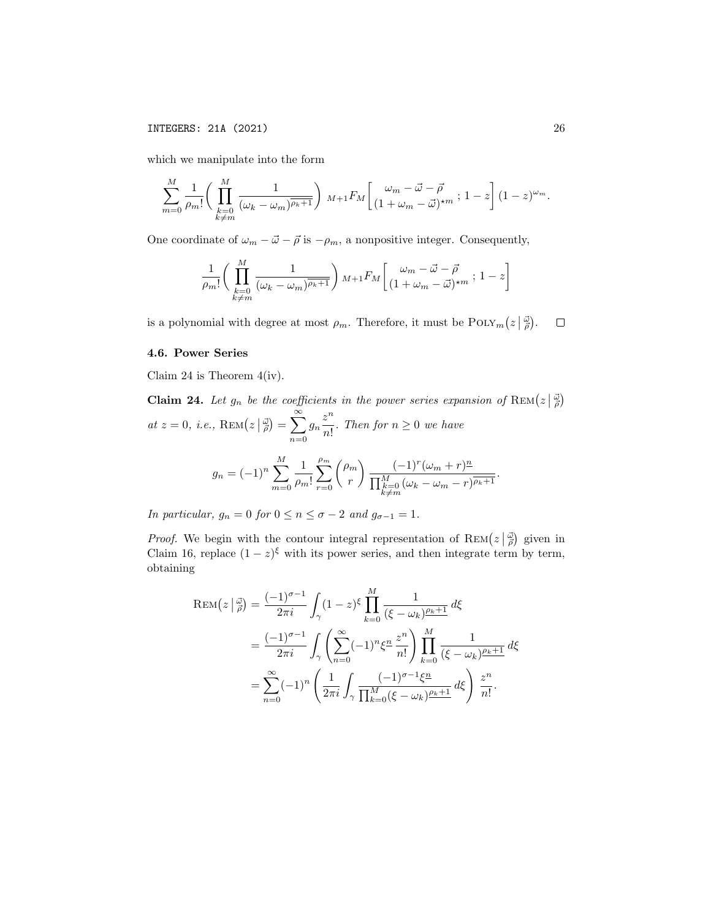which we manipulate into the form

$$\sum_{m=0}^{M} \frac{1}{\rho_m!} \Bigg( \prod_{\substack{k=0\\k\neq m}}^{M} \frac{1}{(\omega_k - \omega_m)^{\overline{\rho_k+1}}} \Bigg) \ {}_{M+1}F_M\left[ \frac{\omega_m - \vec{\omega} - \vec{\rho}}{(1+\omega_m - \vec{\omega})^{\star m}} \,;\, 1-z \right] (1-z)^{\omega_m}.$$

One coordinate of $\omega_m - \vec{\omega} - \vec{\rho}$ is $-\rho_m$, a nonpositive integer. Consequently,

$$\frac{1}{\rho_m!} \Bigg( \prod_{\substack{k=0\\k\neq m}}^{M} \frac{1}{(\omega_k - \omega_m)^{\overline{\rho_k+1}}} \Bigg) \ {}_{M+1}F_M\left[ \frac{\omega_m - \vec{\omega} - \vec{\rho}}{(1+\omega_m - \vec{\omega})^{\star m}} \,;\, 1-z \right]$$

is a polynomial with degree at most $\rho_m$. Therefore, it must be $\mathrm{POLY}_m\big(z \,\big|\, \substack{\vec{\omega}\\ \vec{\rho}}\big)$. $\square$

### 4.6. Power Series

Claim 24 is Theorem 4(iv).

**Claim 24.** *Let $g_n$ be the coefficients in the power series expansion of $\mathrm{REM}\big(z \,\big|\, \substack{\vec{\omega}\\ \vec{\rho}}\big)$ at $z = 0$, i.e., $\mathrm{REM}\big(z \,\big|\, \substack{\vec{\omega}\\ \vec{\rho}}\big) = \displaystyle\sum_{n=0}^{\infty} g_n \frac{z^n}{n!}$. Then for $n \geq 0$ we have*

$$g_n = (-1)^n \sum_{m=0}^{M} \frac{1}{\rho_m!} \sum_{r=0}^{\rho_m} \binom{\rho_m}{r} \frac{(-1)^r (\omega_m + r)^{\underline{n}}}{\prod_{\substack{k=0\\k\neq m}}^{M} (\omega_k - \omega_m - r)^{\overline{\rho_k+1}}}.$$

*In particular, $g_n = 0$ for $0 \leq n \leq \sigma - 2$ and $g_{\sigma-1} = 1$.*

*Proof.* We begin with the contour integral representation of $\mathrm{REM}\big(z \,\big|\, \substack{\vec{\omega}\\ \vec{\rho}}\big)$ given in Claim 16, replace $(1-z)^{\xi}$ with its power series, and then integrate term by term, obtaining

$$\begin{aligned}
\mathrm{REM}\big(z \,\big|\, \substack{\vec{\omega}\\ \vec{\rho}}\big) &= \frac{(-1)^{\sigma-1}}{2\pi i} \int_{\gamma} (1-z)^{\xi} \prod_{k=0}^{M} \frac{1}{(\xi - \omega_k)^{\underline{\rho_k+1}}} \, d\xi \\
&= \frac{(-1)^{\sigma-1}}{2\pi i} \int_{\gamma} \left( \sum_{n=0}^{\infty} (-1)^n \xi^{\underline{n}} \frac{z^n}{n!} \right) \prod_{k=0}^{M} \frac{1}{(\xi - \omega_k)^{\underline{\rho_k+1}}} \, d\xi \\
&= \sum_{n=0}^{\infty} (-1)^n \left( \frac{1}{2\pi i} \int_{\gamma} \frac{(-1)^{\sigma-1} \xi^{\underline{n}}}{\prod_{k=0}^{M} (\xi - \omega_k)^{\underline{\rho_k+1}}} \, d\xi \right) \frac{z^n}{n!}.
\end{aligned}$$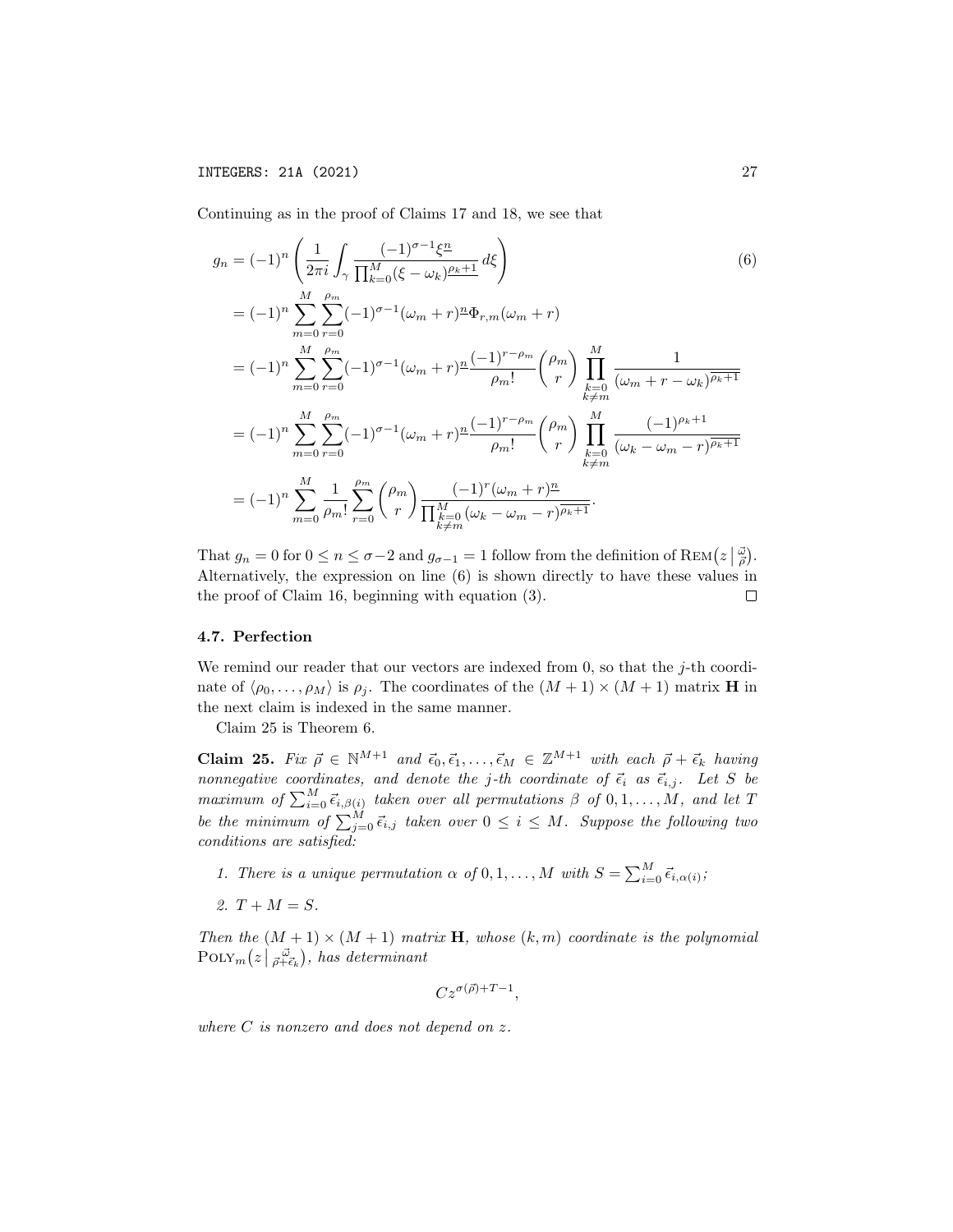Continuing as in the proof of Claims 17 and 18, we see that

$$
\begin{aligned}
g_n &= (-1)^n \left( \frac{1}{2\pi i} \int_\gamma \frac{(-1)^{\sigma-1} \xi^{\underline{n}}}{\prod_{k=0}^{M} (\xi - \omega_k)^{\underline{\rho_k+1}}} \, d\xi \right) \qquad (6)\\
&= (-1)^n \sum_{m=0}^{M} \sum_{r=0}^{\rho_m} (-1)^{\sigma-1} (\omega_m + r)^{\underline{n}} \Phi_{r,m}(\omega_m + r) \\
&= (-1)^n \sum_{m=0}^{M} \sum_{r=0}^{\rho_m} (-1)^{\sigma-1} (\omega_m + r)^{\underline{n}} \frac{(-1)^{r-\rho_m}}{\rho_m!} \binom{\rho_m}{r} \prod_{\substack{k=0\\k\neq m}}^{M} \frac{1}{(\omega_m + r - \omega_k)^{\overline{\rho_k+1}}} \\
&= (-1)^n \sum_{m=0}^{M} \sum_{r=0}^{\rho_m} (-1)^{\sigma-1} (\omega_m + r)^{\underline{n}} \frac{(-1)^{r-\rho_m}}{\rho_m!} \binom{\rho_m}{r} \prod_{\substack{k=0\\k\neq m}}^{M} \frac{(-1)^{\rho_k+1}}{(\omega_k - \omega_m - r)^{\overline{\rho_k+1}}} \\
&= (-1)^n \sum_{m=0}^{M} \frac{1}{\rho_m!} \sum_{r=0}^{\rho_m} \binom{\rho_m}{r} \frac{(-1)^r (\omega_m + r)^{\underline{n}}}{\prod_{\substack{k=0\\k\neq m}}^{M} (\omega_k - \omega_m - r)^{\overline{\rho_k+1}}}.
\end{aligned}
$$

That $g_n = 0$ for $0 \le n \le \sigma - 2$ and $g_{\sigma-1} = 1$ follow from the definition of $\mathrm{REM}\big(z \,\big|\, \substack{\vec{\omega}\\ \vec{\rho}}\big)$. Alternatively, the expression on line (6) is shown directly to have these values in the proof of Claim 16, beginning with equation (3). ◻

### 4.7. Perfection

We remind our reader that our vectors are indexed from 0, so that the $j$-th coordinate of $\langle \rho_0, \ldots, \rho_M \rangle$ is $\rho_j$. The coordinates of the $(M+1) \times (M+1)$ matrix $\mathbf{H}$ in the next claim is indexed in the same manner.

Claim 25 is Theorem 6.

**Claim 25.** *Fix $\vec{\rho} \in \mathbb{N}^{M+1}$ and $\vec{\epsilon}_0, \vec{\epsilon}_1, \ldots, \vec{\epsilon}_M \in \mathbb{Z}^{M+1}$ with each $\vec{\rho} + \vec{\epsilon}_k$ having nonnegative coordinates, and denote the $j$-th coordinate of $\vec{\epsilon}_i$ as $\vec{\epsilon}_{i,j}$. Let $S$ be maximum of $\sum_{i=0}^{M} \vec{\epsilon}_{i,\beta(i)}$ taken over all permutations $\beta$ of $0, 1, \ldots, M$, and let $T$ be the minimum of $\sum_{j=0}^{M} \vec{\epsilon}_{i,j}$ taken over $0 \le i \le M$. Suppose the following two conditions are satisfied:*

1. *There is a unique permutation $\alpha$ of $0, 1, \ldots, M$ with $S = \sum_{i=0}^{M} \vec{\epsilon}_{i,\alpha(i)}$;*
2. *$T + M = S$.*

*Then the $(M+1) \times (M+1)$ matrix $\mathbf{H}$, whose $(k, m)$ coordinate is the polynomial $\mathrm{POLY}_m\big(z \,\big|\, \substack{\vec{\omega}\\ \vec{\rho}+\vec{\epsilon}_k}\big)$, has determinant*

$$
C z^{\sigma(\vec{\rho}) + T - 1},
$$

*where $C$ is nonzero and does not depend on $z$.*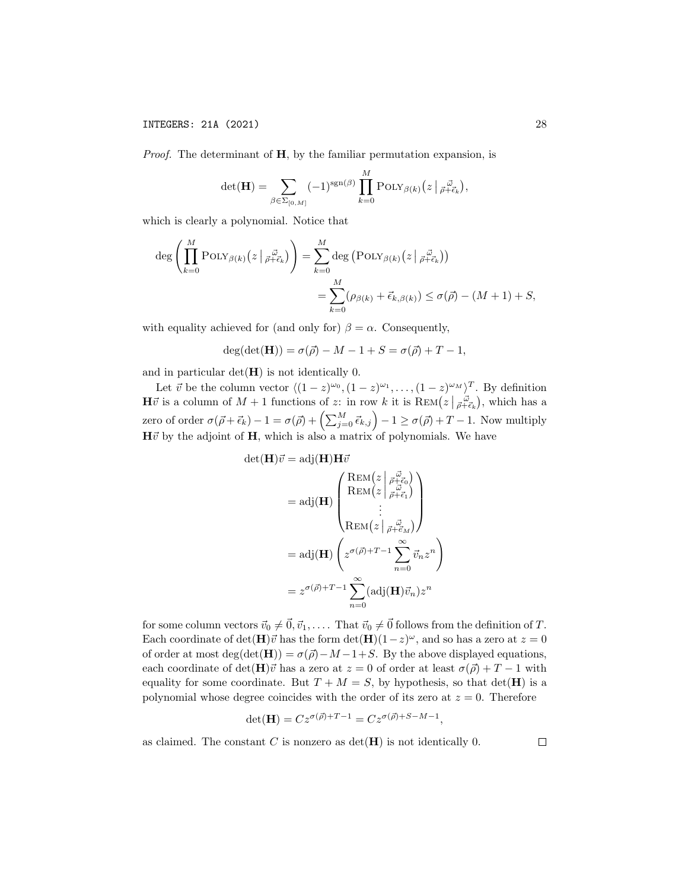*Proof.* The determinant of $\mathbf{H}$, by the familiar permutation expansion, is

$$\det(\mathbf{H}) = \sum_{\beta \in \Sigma_{[0,M]}} (-1)^{\mathrm{sgn}(\beta)} \prod_{k=0}^{M} \mathrm{POLY}_{\beta(k)}\big(z \,\big|\, {\textstyle\frac{\vec{\omega}}{\vec{\rho}+\vec{\epsilon}_k}}\big),$$

which is clearly a polynomial. Notice that

$$\begin{aligned}
\deg\left(\prod_{k=0}^{M} \mathrm{POLY}_{\beta(k)}\big(z \,\big|\, {\textstyle\frac{\vec{\omega}}{\vec{\rho}+\vec{\epsilon}_k}}\big)\right) &= \sum_{k=0}^{M} \deg\left(\mathrm{POLY}_{\beta(k)}\big(z \,\big|\, {\textstyle\frac{\vec{\omega}}{\vec{\rho}+\vec{\epsilon}_k}}\big)\right) \\
&= \sum_{k=0}^{M} (\rho_{\beta(k)} + \vec{\epsilon}_{k,\beta(k)}) \leq \sigma(\vec{\rho}) - (M+1) + S,
\end{aligned}$$

with equality achieved for (and only for) $\beta = \alpha$. Consequently,

$$\deg(\det(\mathbf{H})) = \sigma(\vec{\rho}) - M - 1 + S = \sigma(\vec{\rho}) + T - 1,$$

and in particular $\det(\mathbf{H})$ is not identically 0.

Let $\vec{v}$ be the column vector $\langle (1-z)^{\omega_0}, (1-z)^{\omega_1}, \ldots, (1-z)^{\omega_M} \rangle^T$. By definition $\mathbf{H}\vec{v}$ is a column of $M+1$ functions of $z$: in row $k$ it is $\mathrm{REM}\big(z \,\big|\, \frac{\vec{\omega}}{\vec{\rho}+\vec{\epsilon}_k}\big)$, which has a zero of order $\sigma(\vec{\rho}+\vec{\epsilon}_k) - 1 = \sigma(\vec{\rho}) + \left(\sum_{j=0}^{M} \vec{\epsilon}_{k,j}\right) - 1 \geq \sigma(\vec{\rho}) + T - 1$. Now multiply $\mathbf{H}\vec{v}$ by the adjoint of $\mathbf{H}$, which is also a matrix of polynomials. We have

$$\begin{aligned}
\det(\mathbf{H})\vec{v} &= \mathrm{adj}(\mathbf{H})\mathbf{H}\vec{v} \\
&= \mathrm{adj}(\mathbf{H}) \begin{pmatrix} \mathrm{REM}\big(z \,\big|\, \frac{\vec{\omega}}{\vec{\rho}+\vec{\epsilon}_0}\big) \\ \mathrm{REM}\big(z \,\big|\, \frac{\vec{\omega}}{\vec{\rho}+\vec{\epsilon}_1}\big) \\ \vdots \\ \mathrm{REM}\big(z \,\big|\, \frac{\vec{\omega}}{\vec{\rho}+\vec{\epsilon}_M}\big) \end{pmatrix} \\
&= \mathrm{adj}(\mathbf{H}) \left( z^{\sigma(\vec{\rho})+T-1} \sum_{n=0}^{\infty} \vec{v}_n z^n \right) \\
&= z^{\sigma(\vec{\rho})+T-1} \sum_{n=0}^{\infty} (\mathrm{adj}(\mathbf{H})\vec{v}_n) z^n
\end{aligned}$$

for some column vectors $\vec{v}_0 \neq \vec{0}, \vec{v}_1, \ldots$. That $\vec{v}_0 \neq \vec{0}$ follows from the definition of $T$. Each coordinate of $\det(\mathbf{H})\vec{v}$ has the form $\det(\mathbf{H})(1-z)^{\omega}$, and so has a zero at $z = 0$ of order at most $\deg(\det(\mathbf{H})) = \sigma(\vec{\rho}) - M - 1 + S$. By the above displayed equations, each coordinate of $\det(\mathbf{H})\vec{v}$ has a zero at $z = 0$ of order at least $\sigma(\vec{\rho}) + T - 1$ with equality for some coordinate. But $T + M = S$, by hypothesis, so that $\det(\mathbf{H})$ is a polynomial whose degree coincides with the order of its zero at $z = 0$. Therefore

$$\det(\mathbf{H}) = Cz^{\sigma(\vec{\rho})+T-1} = Cz^{\sigma(\vec{\rho})+S-M-1},$$

as claimed. The constant $C$ is nonzero as $\det(\mathbf{H})$ is not identically 0. $\square$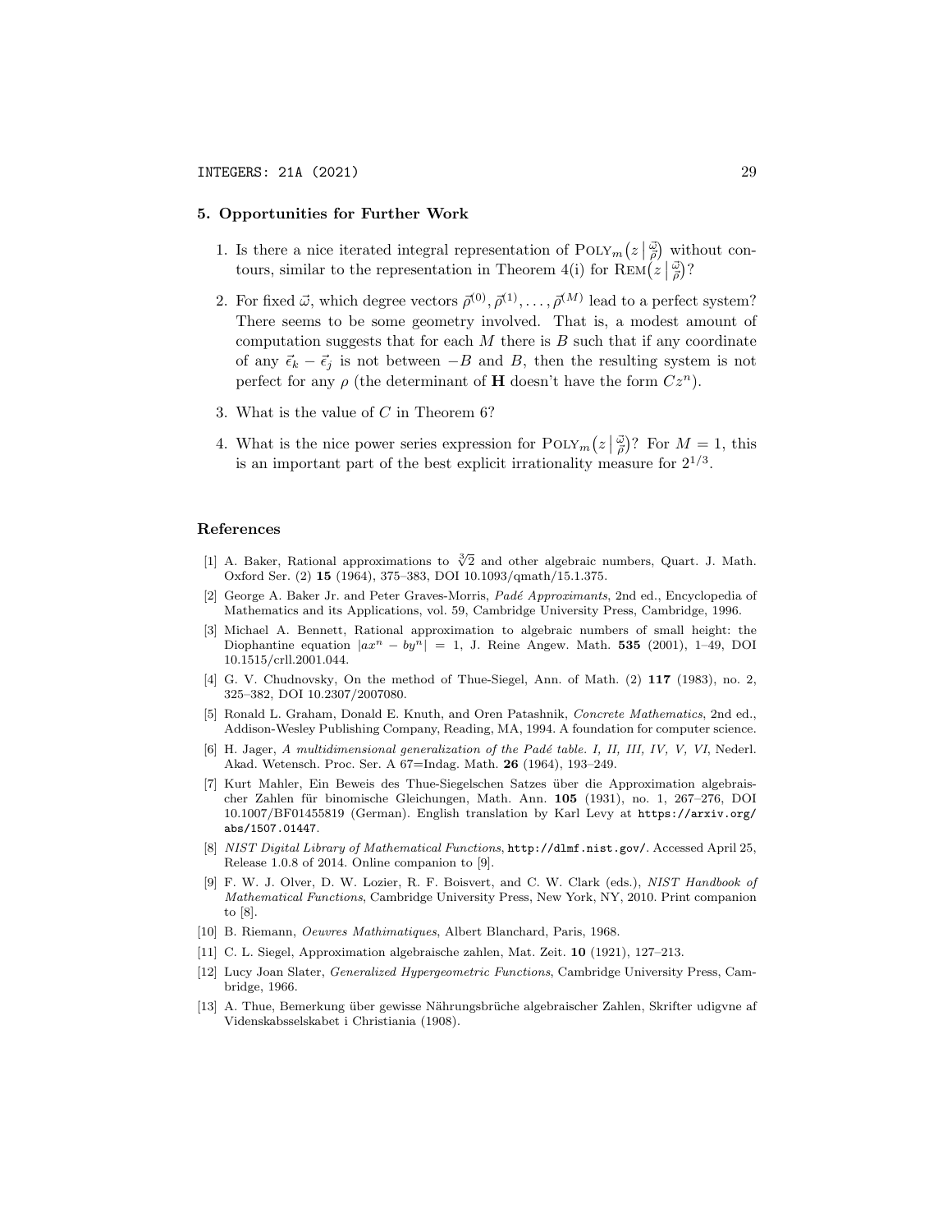## 5. Opportunities for Further Work

1. Is there a nice iterated integral representation of $\mathrm{POLY}_m\big(z \,\big|\, \frac{\vec{\omega}}{\vec{\rho}}\big)$ without contours, similar to the representation in Theorem 4(i) for $\mathrm{REM}\big(z \,\big|\, \frac{\vec{\omega}}{\vec{\rho}}\big)$?

2. For fixed $\vec{\omega}$, which degree vectors $\vec{\rho}^{(0)}, \vec{\rho}^{(1)}, \ldots, \vec{\rho}^{(M)}$ lead to a perfect system? There seems to be some geometry involved. That is, a modest amount of computation suggests that for each $M$ there is $B$ such that if any coordinate of any $\vec{\epsilon}_k - \vec{\epsilon}_j$ is not between $-B$ and $B$, then the resulting system is not perfect for any $\rho$ (the determinant of $\mathbf{H}$ doesn't have the form $Cz^n$).

3. What is the value of $C$ in Theorem 6?

4. What is the nice power series expression for $\mathrm{POLY}_m\big(z \,\big|\, \frac{\vec{\omega}}{\vec{\rho}}\big)$? For $M = 1$, this is an important part of the best explicit irrationality measure for $2^{1/3}$.

## References

[1] A. Baker, Rational approximations to $\sqrt[3]{2}$ and other algebraic numbers, Quart. J. Math. Oxford Ser. (2) **15** (1964), 375–383, DOI 10.1093/qmath/15.1.375.

[2] George A. Baker Jr. and Peter Graves-Morris, *Padé Approximants*, 2nd ed., Encyclopedia of Mathematics and its Applications, vol. 59, Cambridge University Press, Cambridge, 1996.

[3] Michael A. Bennett, Rational approximation to algebraic numbers of small height: the Diophantine equation $|ax^n - by^n| = 1$, J. Reine Angew. Math. **535** (2001), 1–49, DOI 10.1515/crll.2001.044.

[4] G. V. Chudnovsky, On the method of Thue-Siegel, Ann. of Math. (2) **117** (1983), no. 2, 325–382, DOI 10.2307/2007080.

[5] Ronald L. Graham, Donald E. Knuth, and Oren Patashnik, *Concrete Mathematics*, 2nd ed., Addison-Wesley Publishing Company, Reading, MA, 1994. A foundation for computer science.

[6] H. Jager, *A multidimensional generalization of the Padé table. I, II, III, IV, V, VI*, Nederl. Akad. Wetensch. Proc. Ser. A 67=Indag. Math. **26** (1964), 193–249.

[7] Kurt Mahler, Ein Beweis des Thue-Siegelschen Satzes über die Approximation algebraischer Zahlen für binomische Gleichungen, Math. Ann. **105** (1931), no. 1, 267–276, DOI 10.1007/BF01455819 (German). English translation by Karl Levy at https://arxiv.org/abs/1507.01447.

[8] *NIST Digital Library of Mathematical Functions*, http://dlmf.nist.gov/. Accessed April 25, Release 1.0.8 of 2014. Online companion to [9].

[9] F. W. J. Olver, D. W. Lozier, R. F. Boisvert, and C. W. Clark (eds.), *NIST Handbook of Mathematical Functions*, Cambridge University Press, New York, NY, 2010. Print companion to [8].

[10] B. Riemann, *Oeuvres Mathimatiques*, Albert Blanchard, Paris, 1968.

[11] C. L. Siegel, Approximation algebraische zahlen, Mat. Zeit. **10** (1921), 127–213.

[12] Lucy Joan Slater, *Generalized Hypergeometric Functions*, Cambridge University Press, Cambridge, 1966.

[13] A. Thue, Bemerkung über gewisse Nährungsbrüche algebraischer Zahlen, Skrifter udigvne af Videnskabsselskabet i Christiania (1908).